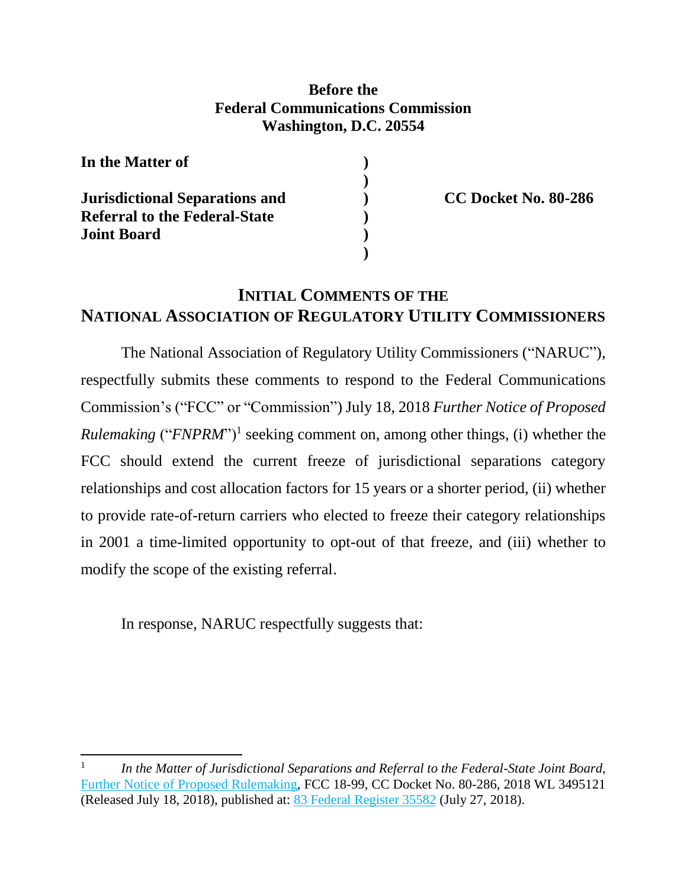**Before the**
**Federal Communications Commission**
**Washington, D.C. 20554**

| | | |
|---|---|---|
| **In the Matter of** | ) | |
| | ) | |
| **Jurisdictional Separations and Referral to the Federal-State Joint Board** | ) | **CC Docket No. 80-286** |
| | ) | |

## INITIAL COMMENTS OF THE NATIONAL ASSOCIATION OF REGULATORY UTILITY COMMISSIONERS

The National Association of Regulatory Utility Commissioners ("NARUC"), respectfully submits these comments to respond to the Federal Communications Commission's ("FCC" or "Commission") July 18, 2018 *Further Notice of Proposed Rulemaking* ("*FNPRM*")[1] seeking comment on, among other things, (i) whether the FCC should extend the current freeze of jurisdictional separations category relationships and cost allocation factors for 15 years or a shorter period, (ii) whether to provide rate-of-return carriers who elected to freeze their category relationships in 2001 a time-limited opportunity to opt-out of that freeze, and (iii) whether to modify the scope of the existing referral.

In response, NARUC respectfully suggests that:

---

[1] *In the Matter of Jurisdictional Separations and Referral to the Federal-State Joint Board*, Further Notice of Proposed Rulemaking, FCC 18-99, CC Docket No. 80-286, 2018 WL 3495121 (Released July 18, 2018), published at: 83 Federal Register 35582 (July 27, 2018).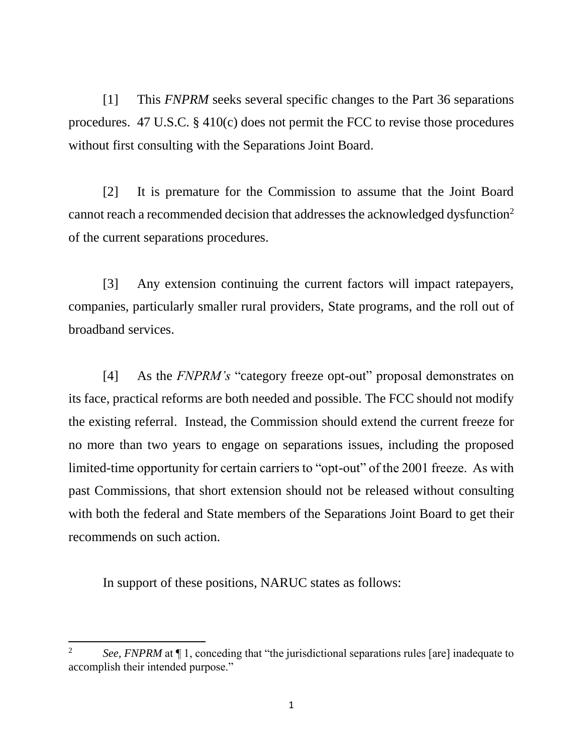[1] This *FNPRM* seeks several specific changes to the Part 36 separations procedures. 47 U.S.C. § 410(c) does not permit the FCC to revise those procedures without first consulting with the Separations Joint Board.

[2] It is premature for the Commission to assume that the Joint Board cannot reach a recommended decision that addresses the acknowledged dysfunction[2] of the current separations procedures.

[3] Any extension continuing the current factors will impact ratepayers, companies, particularly smaller rural providers, State programs, and the roll out of broadband services.

[4] As the *FNPRM's* "category freeze opt-out" proposal demonstrates on its face, practical reforms are both needed and possible. The FCC should not modify the existing referral. Instead, the Commission should extend the current freeze for no more than two years to engage on separations issues, including the proposed limited-time opportunity for certain carriers to "opt-out" of the 2001 freeze. As with past Commissions, that short extension should not be released without consulting with both the federal and State members of the Separations Joint Board to get their recommends on such action.

In support of these positions, NARUC states as follows:

---

[2] *See, FNPRM* at ¶ 1, conceding that "the jurisdictional separations rules [are] inadequate to accomplish their intended purpose."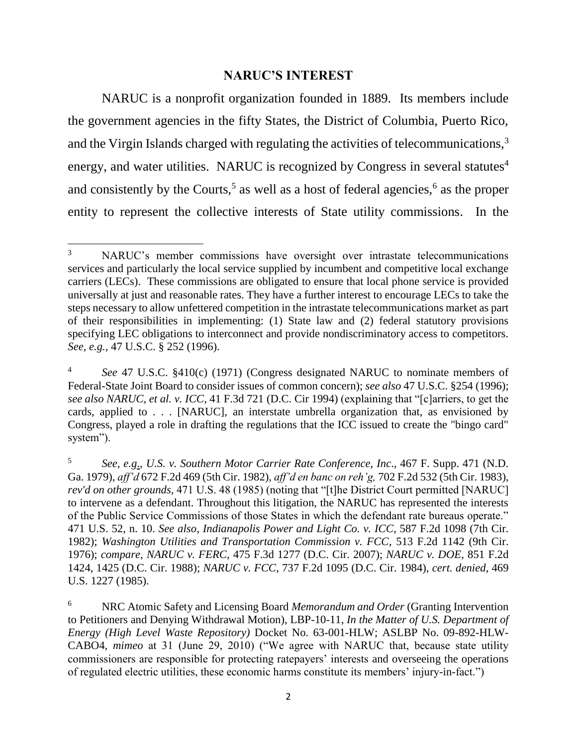## NARUC'S INTEREST

NARUC is a nonprofit organization founded in 1889. Its members include the government agencies in the fifty States, the District of Columbia, Puerto Rico, and the Virgin Islands charged with regulating the activities of telecommunications,[3] energy, and water utilities. NARUC is recognized by Congress in several statutes[4] and consistently by the Courts,[5] as well as a host of federal agencies,[6] as the proper entity to represent the collective interests of State utility commissions. In the

---

[3] NARUC's member commissions have oversight over intrastate telecommunications services and particularly the local service supplied by incumbent and competitive local exchange carriers (LECs). These commissions are obligated to ensure that local phone service is provided universally at just and reasonable rates. They have a further interest to encourage LECs to take the steps necessary to allow unfettered competition in the intrastate telecommunications market as part of their responsibilities in implementing: (1) State law and (2) federal statutory provisions specifying LEC obligations to interconnect and provide nondiscriminatory access to competitors. *See, e.g.,* 47 U.S.C. § 252 (1996).

[4] *See* 47 U.S.C. §410(c) (1971) (Congress designated NARUC to nominate members of Federal-State Joint Board to consider issues of common concern); *see also* 47 U.S.C. §254 (1996); *see also NARUC, et al. v. ICC*, 41 F.3d 721 (D.C. Cir 1994) (explaining that "[c]arriers, to get the cards, applied to . . . [NARUC], an interstate umbrella organization that, as envisioned by Congress, played a role in drafting the regulations that the ICC issued to create the "bingo card" system").

[5] *See, e.g., U.S. v. Southern Motor Carrier Rate Conference, Inc*., 467 F. Supp. 471 (N.D. Ga. 1979), *aff'd* 672 F.2d 469 (5th Cir. 1982), *aff'd en banc on reh'g,* 702 F.2d 532 (5th Cir. 1983), *rev'd on other grounds*, 471 U.S. 48 (1985) (noting that "[t]he District Court permitted [NARUC] to intervene as a defendant. Throughout this litigation, the NARUC has represented the interests of the Public Service Commissions of those States in which the defendant rate bureaus operate." 471 U.S. 52, n. 10. *See also*, *Indianapolis Power and Light Co. v. ICC*, 587 F.2d 1098 (7th Cir. 1982); *Washington Utilities and Transportation Commission v. FCC*, 513 F.2d 1142 (9th Cir. 1976); *compare*, *NARUC v. FERC*, 475 F.3d 1277 (D.C. Cir. 2007); *NARUC v. DOE*, 851 F.2d 1424, 1425 (D.C. Cir. 1988); *NARUC v. FCC*, 737 F.2d 1095 (D.C. Cir. 1984), *cert. denied*, 469 U.S. 1227 (1985).

[6] NRC Atomic Safety and Licensing Board *Memorandum and Order* (Granting Intervention to Petitioners and Denying Withdrawal Motion), LBP-10-11, *In the Matter of U.S. Department of Energy (High Level Waste Repository)* Docket No. 63-001-HLW; ASLBP No. 09-892-HLW-CABO4, *mimeo* at 31 (June 29, 2010) ("We agree with NARUC that, because state utility commissioners are responsible for protecting ratepayers' interests and overseeing the operations of regulated electric utilities, these economic harms constitute its members' injury-in-fact.")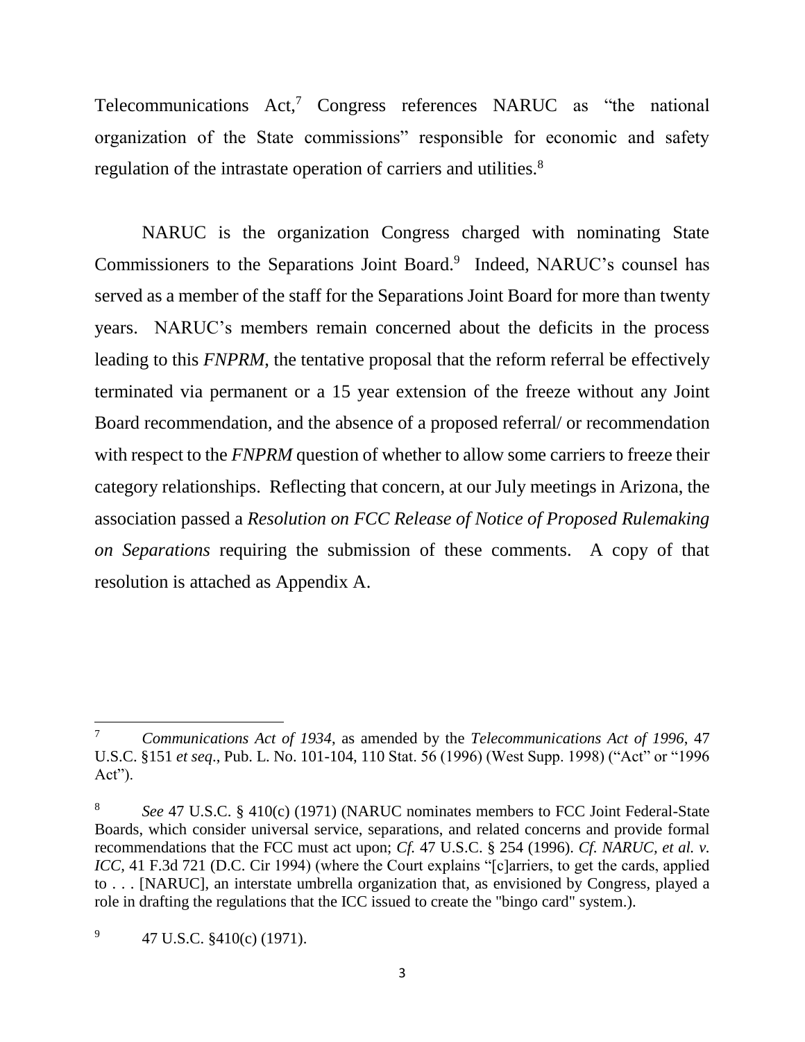Telecommunications Act,[7] Congress references NARUC as "the national organization of the State commissions" responsible for economic and safety regulation of the intrastate operation of carriers and utilities.[8]

NARUC is the organization Congress charged with nominating State Commissioners to the Separations Joint Board.[9] Indeed, NARUC's counsel has served as a member of the staff for the Separations Joint Board for more than twenty years. NARUC's members remain concerned about the deficits in the process leading to this *FNPRM*, the tentative proposal that the reform referral be effectively terminated via permanent or a 15 year extension of the freeze without any Joint Board recommendation, and the absence of a proposed referral/ or recommendation with respect to the *FNPRM* question of whether to allow some carriers to freeze their category relationships. Reflecting that concern, at our July meetings in Arizona, the association passed a *Resolution on FCC Release of Notice of Proposed Rulemaking on Separations* requiring the submission of these comments. A copy of that resolution is attached as Appendix A.

---

[7] *Communications Act of 1934*, as amended by the *Telecommunications Act of 1996*, 47 U.S.C. §151 *et seq*., Pub. L. No. 101-104, 110 Stat. 56 (1996) (West Supp. 1998) ("Act" or "1996 Act").

[8] *See* 47 U.S.C. § 410(c) (1971) (NARUC nominates members to FCC Joint Federal-State Boards, which consider universal service, separations, and related concerns and provide formal recommendations that the FCC must act upon; *Cf.* 47 U.S.C. § 254 (1996). *Cf. NARUC, et al. v. ICC*, 41 F.3d 721 (D.C. Cir 1994) (where the Court explains "[c]arriers, to get the cards, applied to . . . [NARUC], an interstate umbrella organization that, as envisioned by Congress, played a role in drafting the regulations that the ICC issued to create the "bingo card" system.).

[9] 47 U.S.C. §410(c) (1971).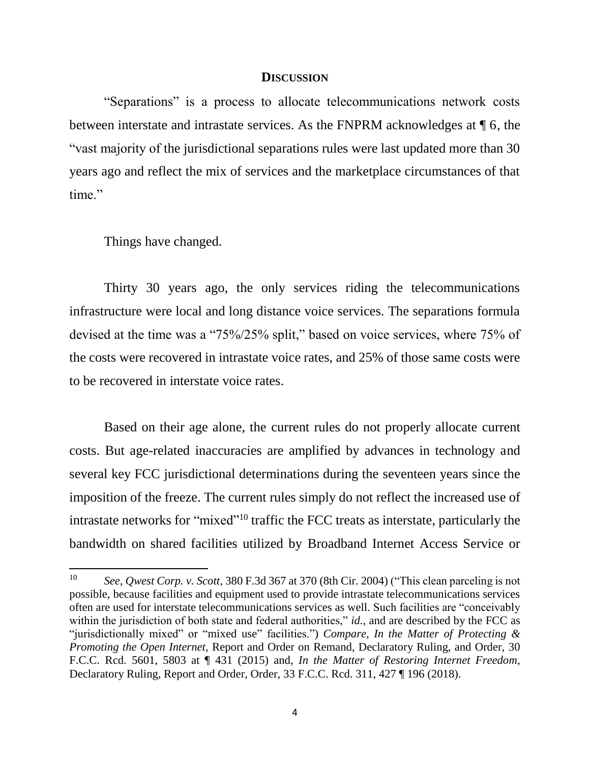## Discussion

"Separations" is a process to allocate telecommunications network costs between interstate and intrastate services. As the FNPRM acknowledges at ¶ 6, the "vast majority of the jurisdictional separations rules were last updated more than 30 years ago and reflect the mix of services and the marketplace circumstances of that time."

Things have changed.

Thirty 30 years ago, the only services riding the telecommunications infrastructure were local and long distance voice services. The separations formula devised at the time was a "75%/25% split," based on voice services, where 75% of the costs were recovered in intrastate voice rates, and 25% of those same costs were to be recovered in interstate voice rates.

Based on their age alone, the current rules do not properly allocate current costs. But age-related inaccuracies are amplified by advances in technology and several key FCC jurisdictional determinations during the seventeen years since the imposition of the freeze. The current rules simply do not reflect the increased use of intrastate networks for "mixed"[10] traffic the FCC treats as interstate, particularly the bandwidth on shared facilities utilized by Broadband Internet Access Service or

---

[10] *See*, *Qwest Corp. v. Scott*, 380 F.3d 367 at 370 (8th Cir. 2004) ("This clean parceling is not possible, because facilities and equipment used to provide intrastate telecommunications services often are used for interstate telecommunications services as well. Such facilities are "conceivably within the jurisdiction of both state and federal authorities," *id.*, and are described by the FCC as "jurisdictionally mixed" or "mixed use" facilities.") *Compare, In the Matter of Protecting & Promoting the Open Internet*, Report and Order on Remand, Declaratory Ruling, and Order, 30 F.C.C. Rcd. 5601, 5803 at ¶ 431 (2015) and, *In the Matter of Restoring Internet Freedom*, Declaratory Ruling, Report and Order, Order, 33 F.C.C. Rcd. 311, 427 ¶ 196 (2018).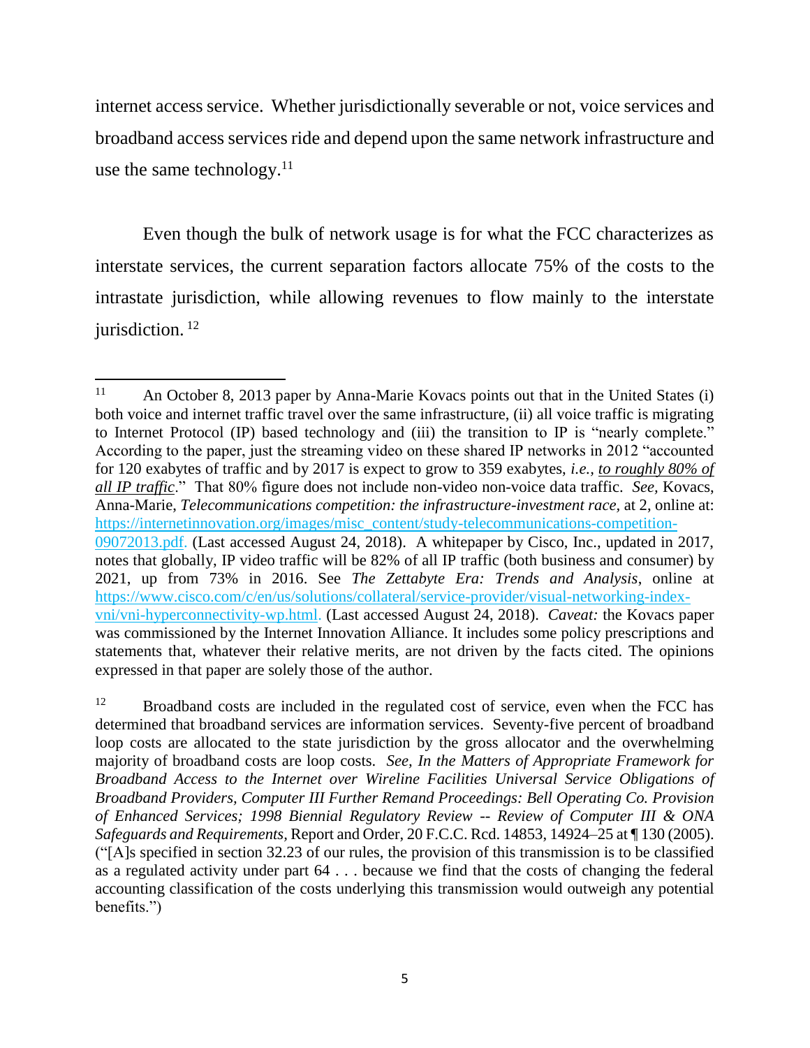internet access service. Whether jurisdictionally severable or not, voice services and broadband access services ride and depend upon the same network infrastructure and use the same technology.[11]

Even though the bulk of network usage is for what the FCC characterizes as interstate services, the current separation factors allocate 75% of the costs to the intrastate jurisdiction, while allowing revenues to flow mainly to the interstate jurisdiction.[12]

---

[11] An October 8, 2013 paper by Anna-Marie Kovacs points out that in the United States (i) both voice and internet traffic travel over the same infrastructure, (ii) all voice traffic is migrating to Internet Protocol (IP) based technology and (iii) the transition to IP is "nearly complete." According to the paper, just the streaming video on these shared IP networks in 2012 "accounted for 120 exabytes of traffic and by 2017 is expect to grow to 359 exabytes, *i.e., to roughly 80% of all IP traffic*." That 80% figure does not include non-video non-voice data traffic. *See,* Kovacs, Anna-Marie, *Telecommunications competition: the infrastructure-investment race,* at 2, online at: https://internetinnovation.org/images/misc_content/study-telecommunications-competition-09072013.pdf. (Last accessed August 24, 2018). A whitepaper by Cisco, Inc., updated in 2017, notes that globally, IP video traffic will be 82% of all IP traffic (both business and consumer) by 2021, up from 73% in 2016. See *The Zettabyte Era: Trends and Analysis*, online at https://www.cisco.com/c/en/us/solutions/collateral/service-provider/visual-networking-index-vni/vni-hyperconnectivity-wp.html. (Last accessed August 24, 2018). *Caveat:* the Kovacs paper was commissioned by the Internet Innovation Alliance. It includes some policy prescriptions and statements that, whatever their relative merits, are not driven by the facts cited. The opinions expressed in that paper are solely those of the author.

[12] Broadband costs are included in the regulated cost of service, even when the FCC has determined that broadband services are information services. Seventy-five percent of broadband loop costs are allocated to the state jurisdiction by the gross allocator and the overwhelming majority of broadband costs are loop costs. *See, In the Matters of Appropriate Framework for Broadband Access to the Internet over Wireline Facilities Universal Service Obligations of Broadband Providers, Computer III Further Remand Proceedings: Bell Operating Co. Provision of Enhanced Services; 1998 Biennial Regulatory Review -- Review of Computer III & ONA Safeguards and Requirements*, Report and Order, 20 F.C.C. Rcd. 14853, 14924–25 at ¶ 130 (2005). ("[A]s specified in section 32.23 of our rules, the provision of this transmission is to be classified as a regulated activity under part 64 . . . because we find that the costs of changing the federal accounting classification of the costs underlying this transmission would outweigh any potential benefits.")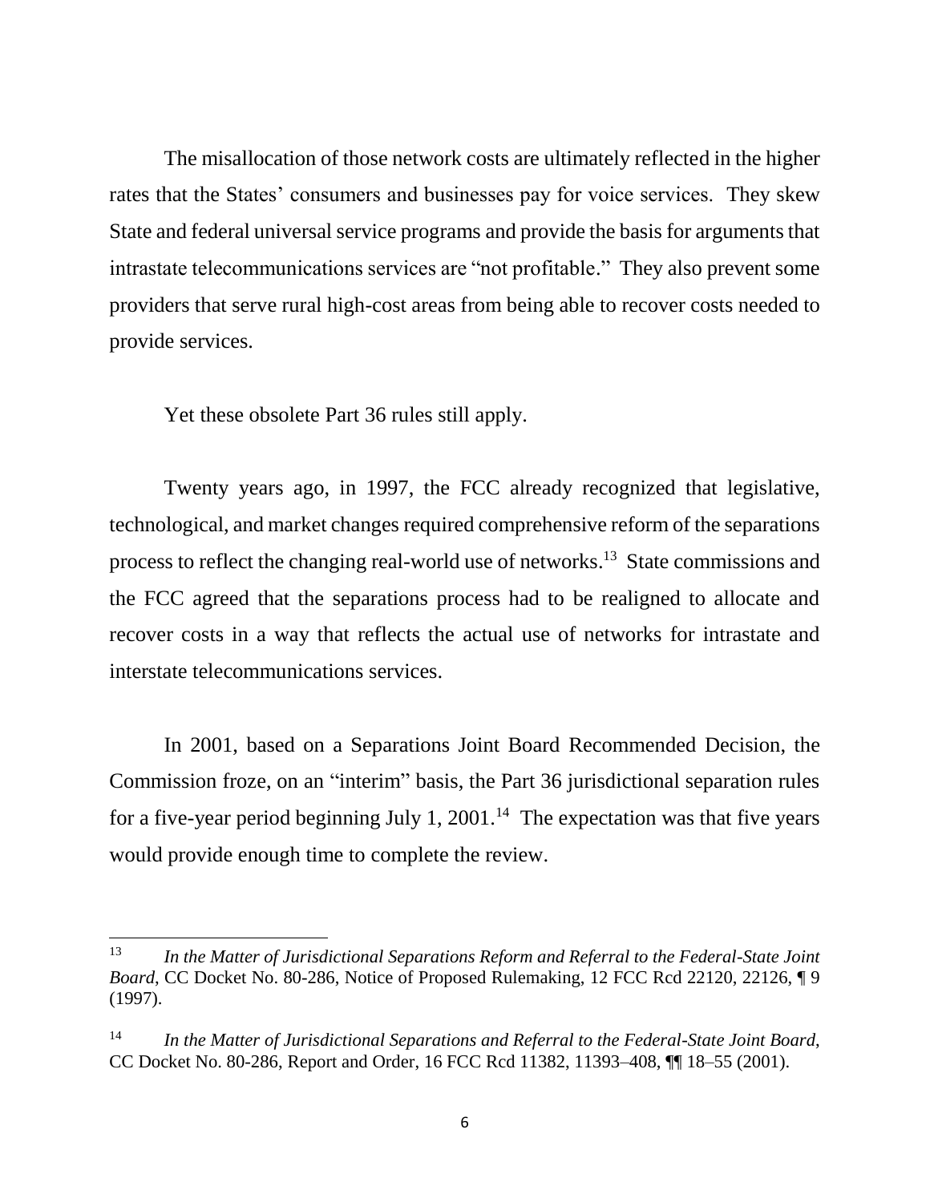The misallocation of those network costs are ultimately reflected in the higher rates that the States' consumers and businesses pay for voice services. They skew State and federal universal service programs and provide the basis for arguments that intrastate telecommunications services are "not profitable." They also prevent some providers that serve rural high-cost areas from being able to recover costs needed to provide services.

Yet these obsolete Part 36 rules still apply.

Twenty years ago, in 1997, the FCC already recognized that legislative, technological, and market changes required comprehensive reform of the separations process to reflect the changing real-world use of networks.[13] State commissions and the FCC agreed that the separations process had to be realigned to allocate and recover costs in a way that reflects the actual use of networks for intrastate and interstate telecommunications services.

In 2001, based on a Separations Joint Board Recommended Decision, the Commission froze, on an "interim" basis, the Part 36 jurisdictional separation rules for a five-year period beginning July 1, 2001.[14] The expectation was that five years would provide enough time to complete the review.

---

[13] *In the Matter of Jurisdictional Separations Reform and Referral to the Federal-State Joint Board*, CC Docket No. 80-286, Notice of Proposed Rulemaking, 12 FCC Rcd 22120, 22126, ¶ 9 (1997).

[14] *In the Matter of Jurisdictional Separations and Referral to the Federal-State Joint Board*, CC Docket No. 80-286, Report and Order, 16 FCC Rcd 11382, 11393–408, ¶¶ 18–55 (2001).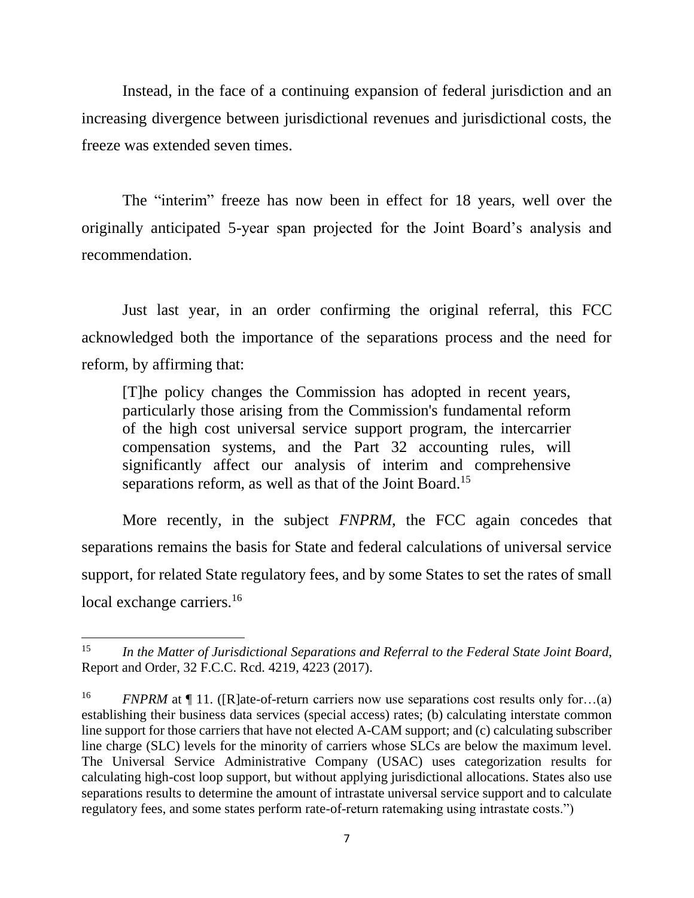Instead, in the face of a continuing expansion of federal jurisdiction and an increasing divergence between jurisdictional revenues and jurisdictional costs, the freeze was extended seven times.

The "interim" freeze has now been in effect for 18 years, well over the originally anticipated 5-year span projected for the Joint Board's analysis and recommendation.

Just last year, in an order confirming the original referral, this FCC acknowledged both the importance of the separations process and the need for reform, by affirming that:

> [T]he policy changes the Commission has adopted in recent years, particularly those arising from the Commission's fundamental reform of the high cost universal service support program, the intercarrier compensation systems, and the Part 32 accounting rules, will significantly affect our analysis of interim and comprehensive separations reform, as well as that of the Joint Board.[15]

More recently, in the subject *FNPRM*, the FCC again concedes that separations remains the basis for State and federal calculations of universal service support, for related State regulatory fees, and by some States to set the rates of small local exchange carriers.[16]

---

[15] *In the Matter of Jurisdictional Separations and Referral to the Federal State Joint Board*, Report and Order, 32 F.C.C. Rcd. 4219, 4223 (2017).

[16] *FNPRM* at ¶ 11. ([R]ate-of-return carriers now use separations cost results only for…(a) establishing their business data services (special access) rates; (b) calculating interstate common line support for those carriers that have not elected A-CAM support; and (c) calculating subscriber line charge (SLC) levels for the minority of carriers whose SLCs are below the maximum level. The Universal Service Administrative Company (USAC) uses categorization results for calculating high-cost loop support, but without applying jurisdictional allocations. States also use separations results to determine the amount of intrastate universal service support and to calculate regulatory fees, and some states perform rate-of-return ratemaking using intrastate costs.")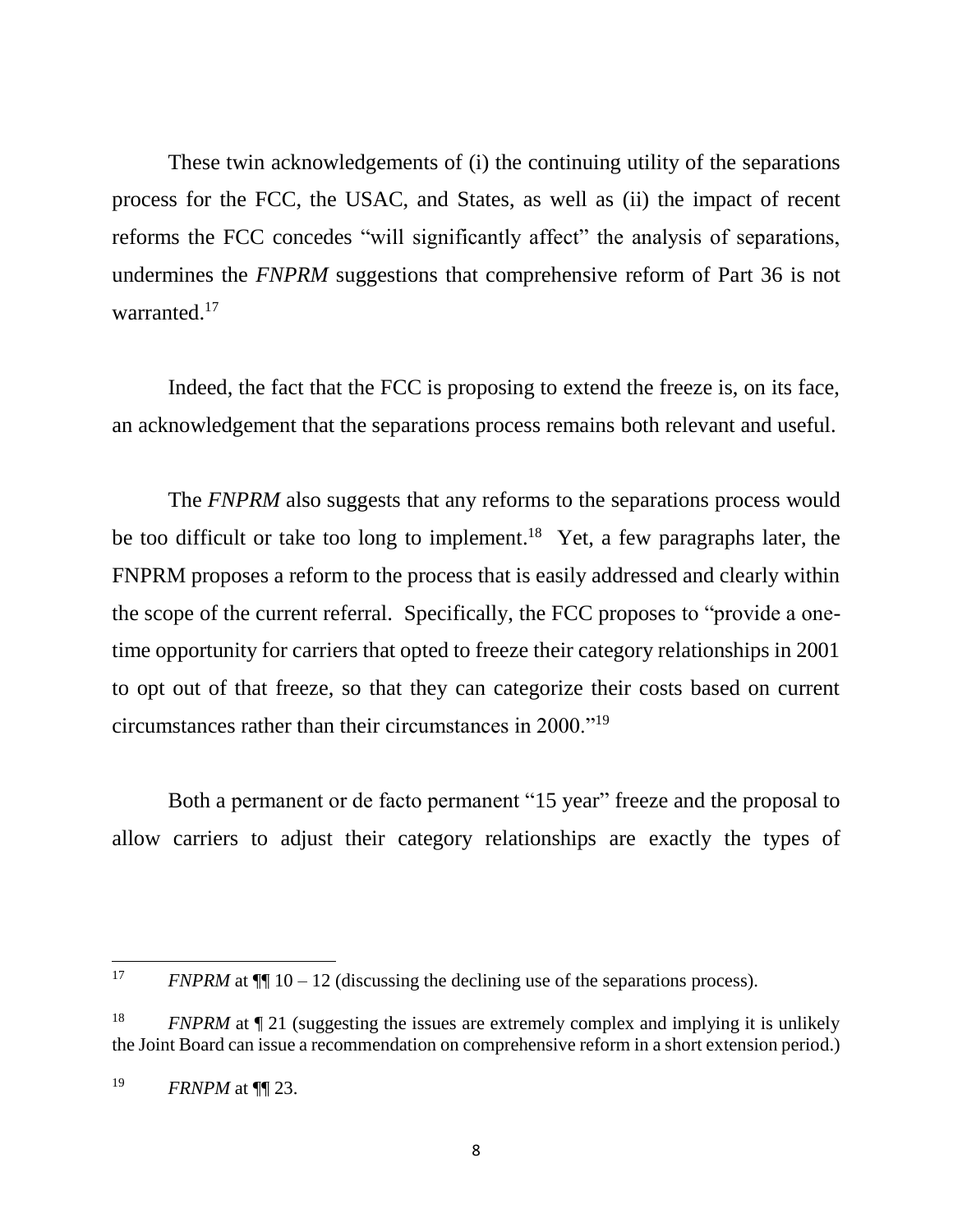These twin acknowledgements of (i) the continuing utility of the separations process for the FCC, the USAC, and States, as well as (ii) the impact of recent reforms the FCC concedes "will significantly affect" the analysis of separations, undermines the *FNPRM* suggestions that comprehensive reform of Part 36 is not warranted.[17]

Indeed, the fact that the FCC is proposing to extend the freeze is, on its face, an acknowledgement that the separations process remains both relevant and useful.

The *FNPRM* also suggests that any reforms to the separations process would be too difficult or take too long to implement.[18] Yet, a few paragraphs later, the FNPRM proposes a reform to the process that is easily addressed and clearly within the scope of the current referral. Specifically, the FCC proposes to "provide a one-time opportunity for carriers that opted to freeze their category relationships in 2001 to opt out of that freeze, so that they can categorize their costs based on current circumstances rather than their circumstances in 2000."[19]

Both a permanent or de facto permanent "15 year" freeze and the proposal to allow carriers to adjust their category relationships are exactly the types of

---

[17] *FNPRM* at ¶¶ 10 – 12 (discussing the declining use of the separations process).

[18] *FNPRM* at ¶ 21 (suggesting the issues are extremely complex and implying it is unlikely the Joint Board can issue a recommendation on comprehensive reform in a short extension period.)

[19] *FRNPM* at ¶¶ 23.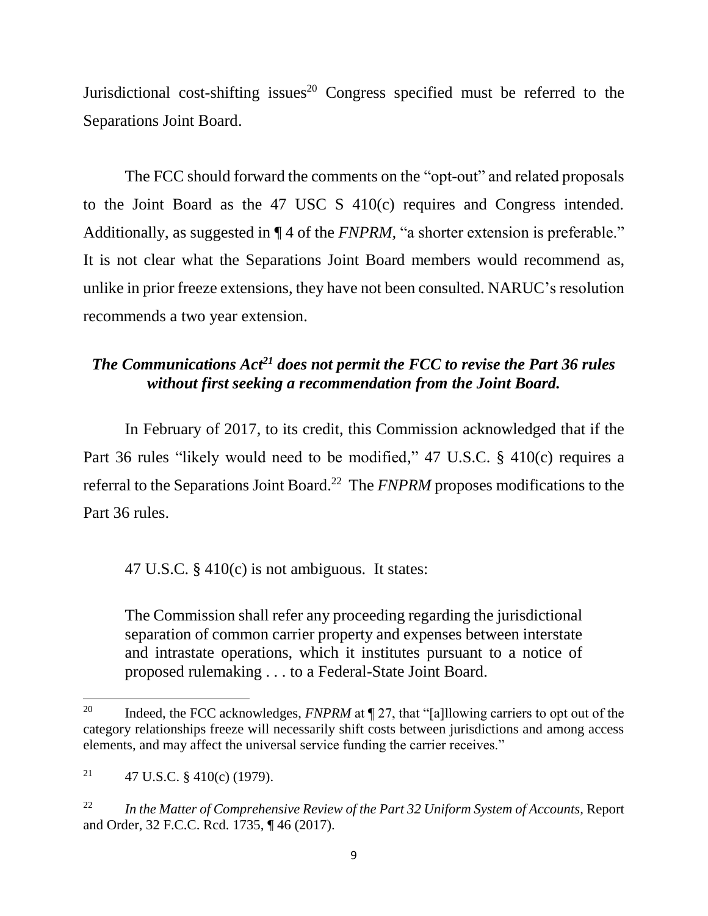Jurisdictional cost-shifting issues[20] Congress specified must be referred to the Separations Joint Board.

The FCC should forward the comments on the "opt-out" and related proposals to the Joint Board as the 47 USC S 410(c) requires and Congress intended. Additionally, as suggested in ¶ 4 of the *FNPRM*, "a shorter extension is preferable." It is not clear what the Separations Joint Board members would recommend as, unlike in prior freeze extensions, they have not been consulted. NARUC's resolution recommends a two year extension.

***The Communications Act[21] does not permit the FCC to revise the Part 36 rules without first seeking a recommendation from the Joint Board.***

In February of 2017, to its credit, this Commission acknowledged that if the Part 36 rules "likely would need to be modified," 47 U.S.C. § 410(c) requires a referral to the Separations Joint Board.[22] The *FNPRM* proposes modifications to the Part 36 rules.

47 U.S.C. § 410(c) is not ambiguous. It states:

> The Commission shall refer any proceeding regarding the jurisdictional separation of common carrier property and expenses between interstate and intrastate operations, which it institutes pursuant to a notice of proposed rulemaking . . . to a Federal-State Joint Board.

---

[20] Indeed, the FCC acknowledges, *FNPRM* at ¶ 27, that "[a]llowing carriers to opt out of the category relationships freeze will necessarily shift costs between jurisdictions and among access elements, and may affect the universal service funding the carrier receives."

[21] 47 U.S.C. § 410(c) (1979).

[22] *In the Matter of Comprehensive Review of the Part 32 Uniform System of Accounts*, Report and Order, 32 F.C.C. Rcd. 1735, ¶ 46 (2017).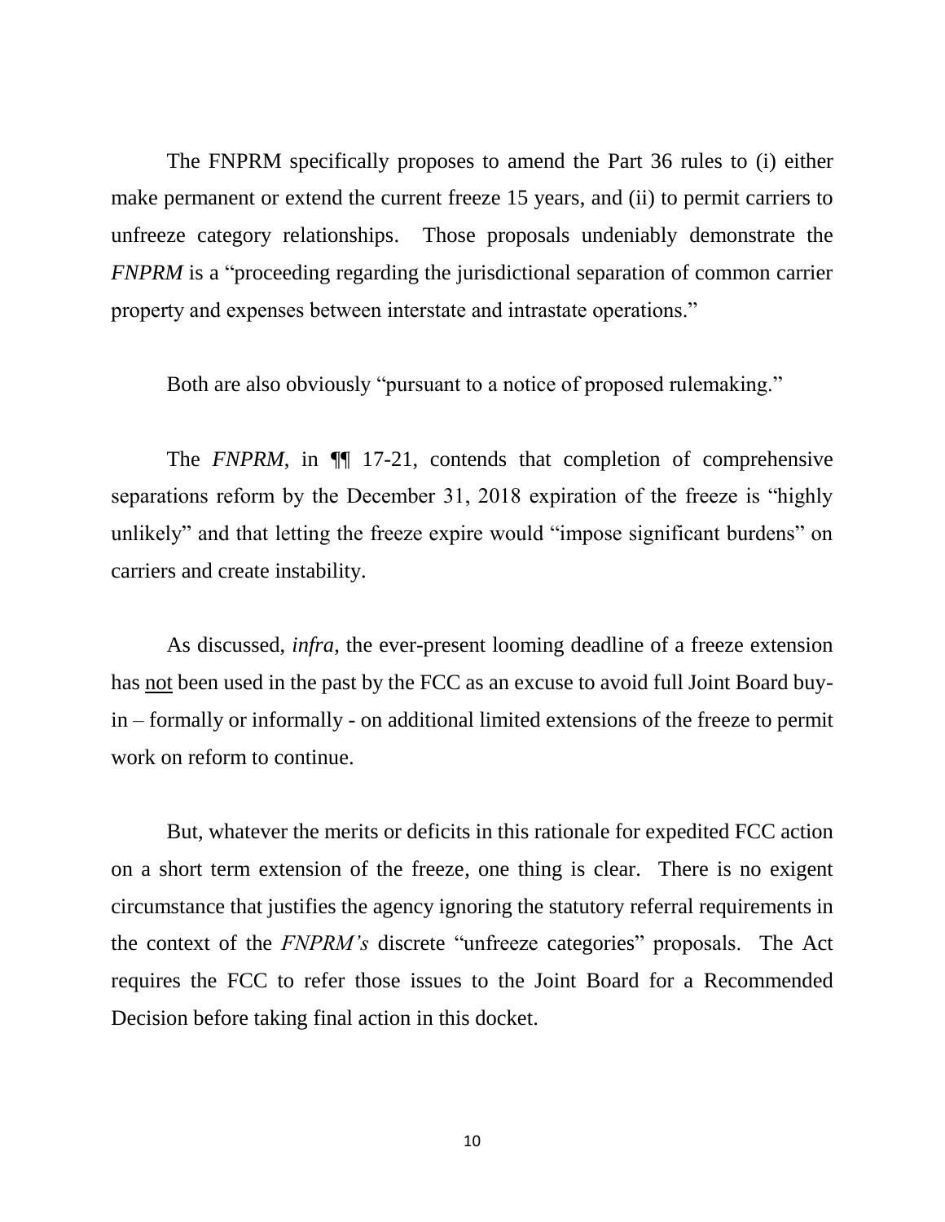The FNPRM specifically proposes to amend the Part 36 rules to (i) either make permanent or extend the current freeze 15 years, and (ii) to permit carriers to unfreeze category relationships. Those proposals undeniably demonstrate the *FNPRM* is a "proceeding regarding the jurisdictional separation of common carrier property and expenses between interstate and intrastate operations."

Both are also obviously "pursuant to a notice of proposed rulemaking."

The *FNPRM*, in ¶¶ 17-21, contends that completion of comprehensive separations reform by the December 31, 2018 expiration of the freeze is "highly unlikely" and that letting the freeze expire would "impose significant burdens" on carriers and create instability.

As discussed, *infra*, the ever-present looming deadline of a freeze extension has <u>not</u> been used in the past by the FCC as an excuse to avoid full Joint Board buy-in – formally or informally - on additional limited extensions of the freeze to permit work on reform to continue.

But, whatever the merits or deficits in this rationale for expedited FCC action on a short term extension of the freeze, one thing is clear. There is no exigent circumstance that justifies the agency ignoring the statutory referral requirements in the context of the *FNPRM's* discrete "unfreeze categories" proposals. The Act requires the FCC to refer those issues to the Joint Board for a Recommended Decision before taking final action in this docket.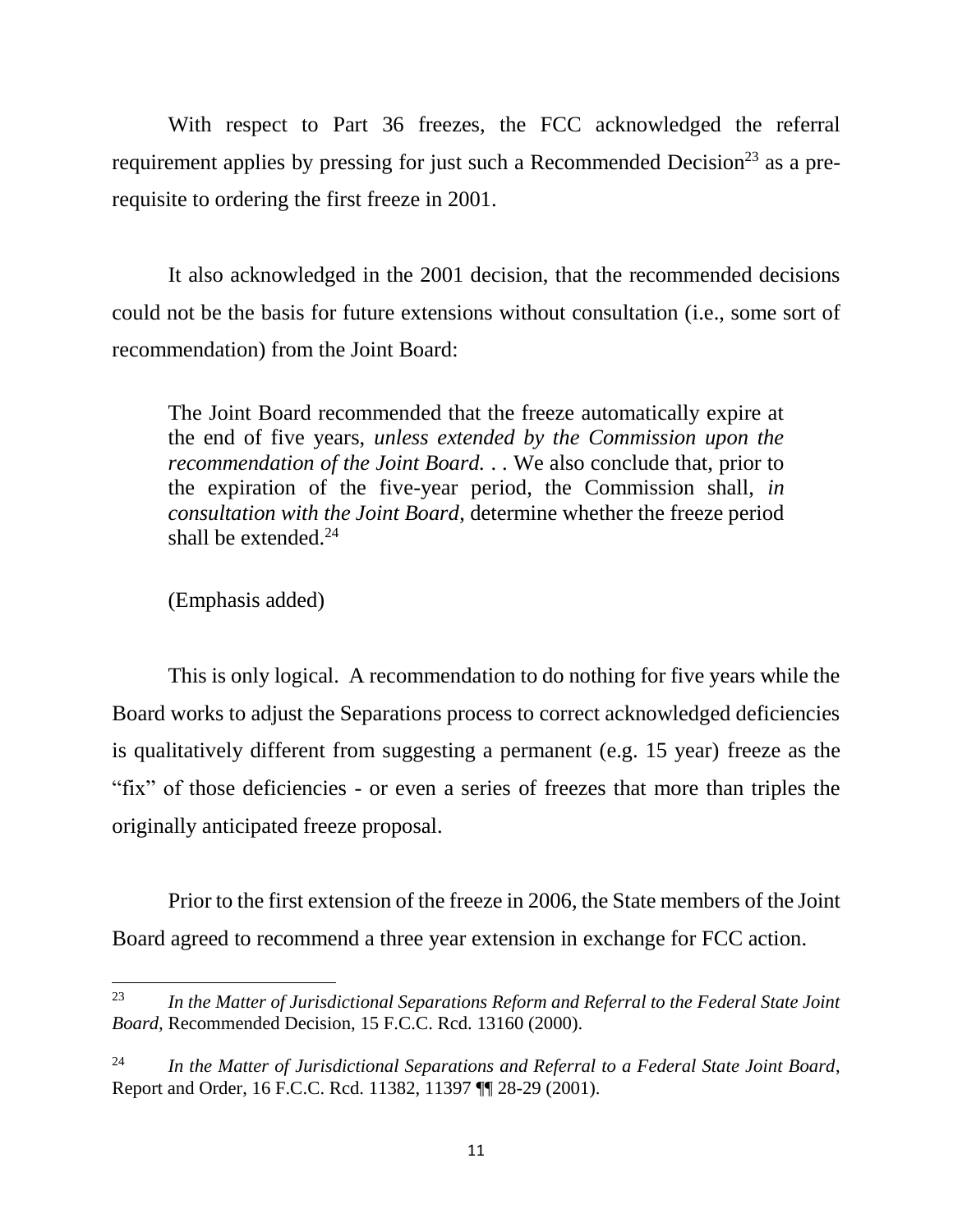With respect to Part 36 freezes, the FCC acknowledged the referral requirement applies by pressing for just such a Recommended Decision[23] as a pre-requisite to ordering the first freeze in 2001.

It also acknowledged in the 2001 decision, that the recommended decisions could not be the basis for future extensions without consultation (i.e., some sort of recommendation) from the Joint Board:

> The Joint Board recommended that the freeze automatically expire at the end of five years, *unless extended by the Commission upon the recommendation of the Joint Board.* . . We also conclude that, prior to the expiration of the five-year period, the Commission shall, *in consultation with the Joint Board*, determine whether the freeze period shall be extended.[24]
>
> (Emphasis added)

This is only logical. A recommendation to do nothing for five years while the Board works to adjust the Separations process to correct acknowledged deficiencies is qualitatively different from suggesting a permanent (e.g. 15 year) freeze as the "fix" of those deficiencies - or even a series of freezes that more than triples the originally anticipated freeze proposal.

Prior to the first extension of the freeze in 2006, the State members of the Joint Board agreed to recommend a three year extension in exchange for FCC action.

---

[23] *In the Matter of Jurisdictional Separations Reform and Referral to the Federal State Joint Board*, Recommended Decision, 15 F.C.C. Rcd. 13160 (2000).

[24] *In the Matter of Jurisdictional Separations and Referral to a Federal State Joint Board*, Report and Order, 16 F.C.C. Rcd. 11382, 11397 ¶¶ 28-29 (2001).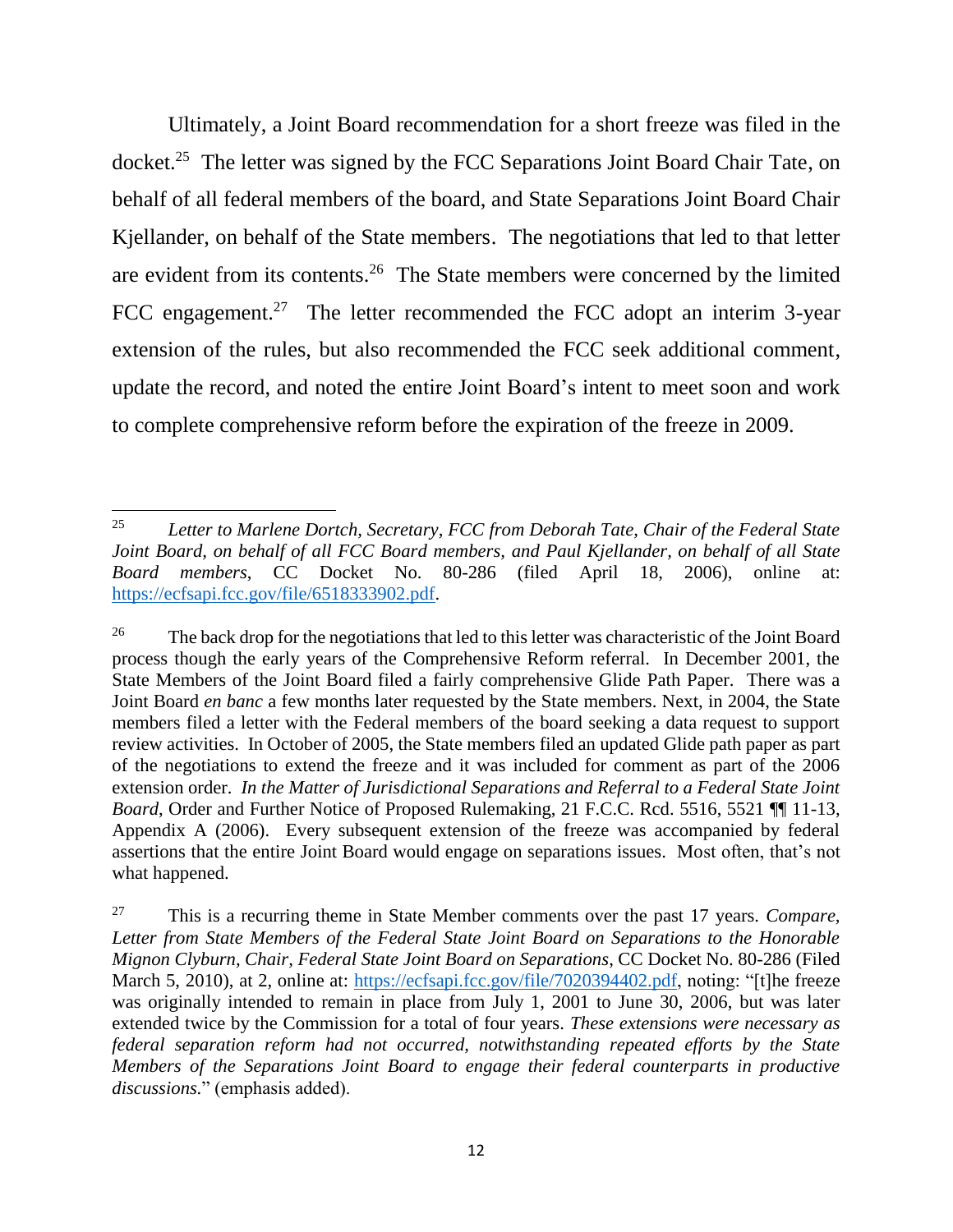Ultimately, a Joint Board recommendation for a short freeze was filed in the docket.[25] The letter was signed by the FCC Separations Joint Board Chair Tate, on behalf of all federal members of the board, and State Separations Joint Board Chair Kjellander, on behalf of the State members. The negotiations that led to that letter are evident from its contents.[26] The State members were concerned by the limited FCC engagement.[27] The letter recommended the FCC adopt an interim 3-year extension of the rules, but also recommended the FCC seek additional comment, update the record, and noted the entire Joint Board's intent to meet soon and work to complete comprehensive reform before the expiration of the freeze in 2009.

---

[25] *Letter to Marlene Dortch, Secretary, FCC from Deborah Tate, Chair of the Federal State Joint Board, on behalf of all FCC Board members, and Paul Kjellander, on behalf of all State Board members*, CC Docket No. 80-286 (filed April 18, 2006), online at: https://ecfsapi.fcc.gov/file/6518333902.pdf.

[26] The back drop for the negotiations that led to this letter was characteristic of the Joint Board process though the early years of the Comprehensive Reform referral. In December 2001, the State Members of the Joint Board filed a fairly comprehensive Glide Path Paper. There was a Joint Board *en banc* a few months later requested by the State members. Next, in 2004, the State members filed a letter with the Federal members of the board seeking a data request to support review activities. In October of 2005, the State members filed an updated Glide path paper as part of the negotiations to extend the freeze and it was included for comment as part of the 2006 extension order. *In the Matter of Jurisdictional Separations and Referral to a Federal State Joint Board*, Order and Further Notice of Proposed Rulemaking, 21 F.C.C. Rcd. 5516, 5521 ¶¶ 11-13, Appendix A (2006). Every subsequent extension of the freeze was accompanied by federal assertions that the entire Joint Board would engage on separations issues. Most often, that's not what happened.

[27] This is a recurring theme in State Member comments over the past 17 years. *Compare, Letter from State Members of the Federal State Joint Board on Separations to the Honorable Mignon Clyburn, Chair, Federal State Joint Board on Separations*, CC Docket No. 80-286 (Filed March 5, 2010), at 2, online at: https://ecfsapi.fcc.gov/file/7020394402.pdf, noting: "[t]he freeze was originally intended to remain in place from July 1, 2001 to June 30, 2006, but was later extended twice by the Commission for a total of four years. *These extensions were necessary as federal separation reform had not occurred, notwithstanding repeated efforts by the State Members of the Separations Joint Board to engage their federal counterparts in productive discussions.*" (emphasis added).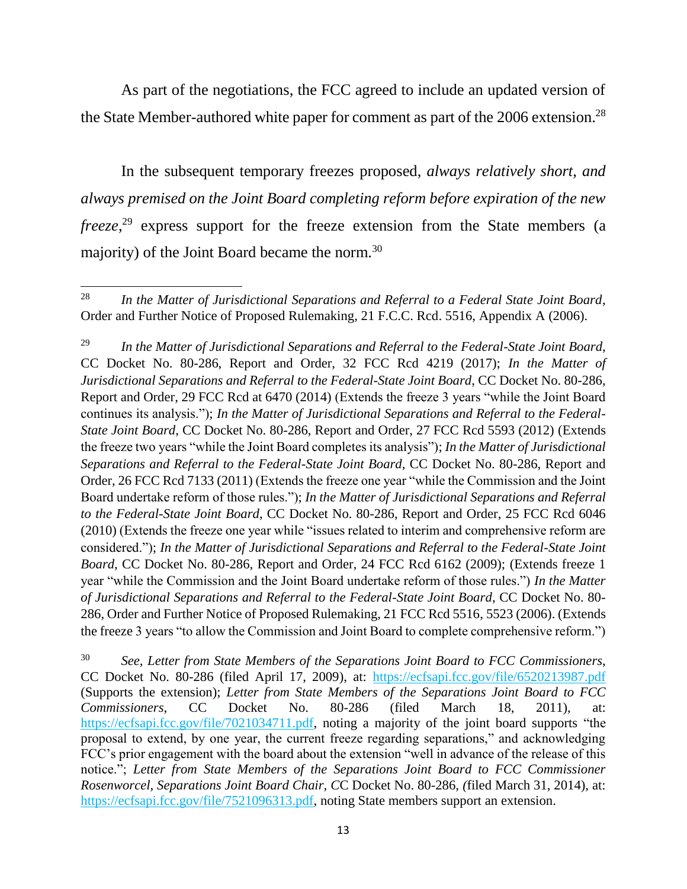As part of the negotiations, the FCC agreed to include an updated version of the State Member-authored white paper for comment as part of the 2006 extension.[28]

In the subsequent temporary freezes proposed, *always relatively short, and always premised on the Joint Board completing reform before expiration of the new freeze*,[29] express support for the freeze extension from the State members (a majority) of the Joint Board became the norm.[30]

---

[28] *In the Matter of Jurisdictional Separations and Referral to a Federal State Joint Board*, Order and Further Notice of Proposed Rulemaking, 21 F.C.C. Rcd. 5516, Appendix A (2006).

[29] *In the Matter of Jurisdictional Separations and Referral to the Federal-State Joint Board*, CC Docket No. 80-286, Report and Order, 32 FCC Rcd 4219 (2017); *In the Matter of Jurisdictional Separations and Referral to the Federal-State Joint Board*, CC Docket No. 80-286, Report and Order, 29 FCC Rcd at 6470 (2014) (Extends the freeze 3 years "while the Joint Board continues its analysis."); *In the Matter of Jurisdictional Separations and Referral to the Federal-State Joint Board*, CC Docket No. 80-286, Report and Order, 27 FCC Rcd 5593 (2012) (Extends the freeze two years "while the Joint Board completes its analysis"); *In the Matter of Jurisdictional Separations and Referral to the Federal-State Joint Board*, CC Docket No. 80-286, Report and Order, 26 FCC Rcd 7133 (2011) (Extends the freeze one year "while the Commission and the Joint Board undertake reform of those rules."); *In the Matter of Jurisdictional Separations and Referral to the Federal-State Joint Board*, CC Docket No. 80-286, Report and Order, 25 FCC Rcd 6046 (2010) (Extends the freeze one year while "issues related to interim and comprehensive reform are considered."); *In the Matter of Jurisdictional Separations and Referral to the Federal-State Joint Board*, CC Docket No. 80-286, Report and Order, 24 FCC Rcd 6162 (2009); (Extends freeze 1 year "while the Commission and the Joint Board undertake reform of those rules.") *In the Matter of Jurisdictional Separations and Referral to the Federal-State Joint Board*, CC Docket No. 80-286, Order and Further Notice of Proposed Rulemaking, 21 FCC Rcd 5516, 5523 (2006). (Extends the freeze 3 years "to allow the Commission and Joint Board to complete comprehensive reform.")

[30] *See, Letter from State Members of the Separations Joint Board to FCC Commissioners*, CC Docket No. 80-286 (filed April 17, 2009), at: https://ecfsapi.fcc.gov/file/6520213987.pdf (Supports the extension); *Letter from State Members of the Separations Joint Board to FCC Commissioners*, CC Docket No. 80-286 (filed March 18, 2011), at: https://ecfsapi.fcc.gov/file/7021034711.pdf, noting a majority of the joint board supports "the proposal to extend, by one year, the current freeze regarding separations," and acknowledging FCC's prior engagement with the board about the extension "well in advance of the release of this notice."; *Letter from State Members of the Separations Joint Board to FCC Commissioner Rosenworcel, Separations Joint Board Chair, C*C Docket No. 80-286, (filed March 31, 2014), at: https://ecfsapi.fcc.gov/file/7521096313.pdf, noting State members support an extension.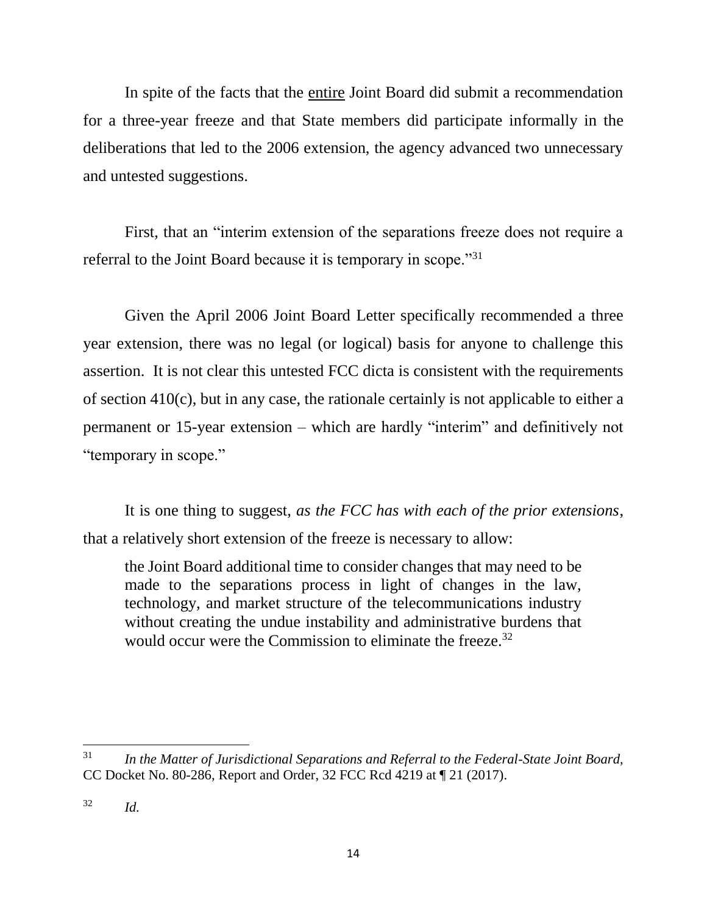In spite of the facts that the <u>entire</u> Joint Board did submit a recommendation for a three-year freeze and that State members did participate informally in the deliberations that led to the 2006 extension, the agency advanced two unnecessary and untested suggestions.

First, that an "interim extension of the separations freeze does not require a referral to the Joint Board because it is temporary in scope."[31]

Given the April 2006 Joint Board Letter specifically recommended a three year extension, there was no legal (or logical) basis for anyone to challenge this assertion. It is not clear this untested FCC dicta is consistent with the requirements of section 410(c), but in any case, the rationale certainly is not applicable to either a permanent or 15-year extension – which are hardly "interim" and definitively not "temporary in scope."

It is one thing to suggest, *as the FCC has with each of the prior extensions*, that a relatively short extension of the freeze is necessary to allow:

> the Joint Board additional time to consider changes that may need to be made to the separations process in light of changes in the law, technology, and market structure of the telecommunications industry without creating the undue instability and administrative burdens that would occur were the Commission to eliminate the freeze.[32]

---

[31] *In the Matter of Jurisdictional Separations and Referral to the Federal-State Joint Board*, CC Docket No. 80-286, Report and Order, 32 FCC Rcd 4219 at ¶ 21 (2017).

[32] *Id.*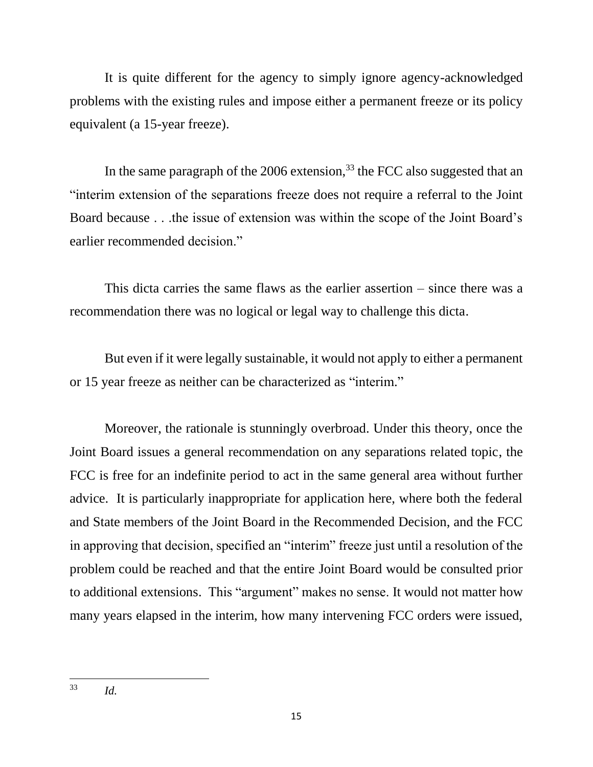It is quite different for the agency to simply ignore agency-acknowledged problems with the existing rules and impose either a permanent freeze or its policy equivalent (a 15-year freeze).

In the same paragraph of the 2006 extension,[33] the FCC also suggested that an "interim extension of the separations freeze does not require a referral to the Joint Board because . . .the issue of extension was within the scope of the Joint Board's earlier recommended decision."

This dicta carries the same flaws as the earlier assertion – since there was a recommendation there was no logical or legal way to challenge this dicta.

But even if it were legally sustainable, it would not apply to either a permanent or 15 year freeze as neither can be characterized as "interim."

Moreover, the rationale is stunningly overbroad. Under this theory, once the Joint Board issues a general recommendation on any separations related topic, the FCC is free for an indefinite period to act in the same general area without further advice. It is particularly inappropriate for application here, where both the federal and State members of the Joint Board in the Recommended Decision, and the FCC in approving that decision, specified an "interim" freeze just until a resolution of the problem could be reached and that the entire Joint Board would be consulted prior to additional extensions. This "argument" makes no sense. It would not matter how many years elapsed in the interim, how many intervening FCC orders were issued,

---

[33] *Id.*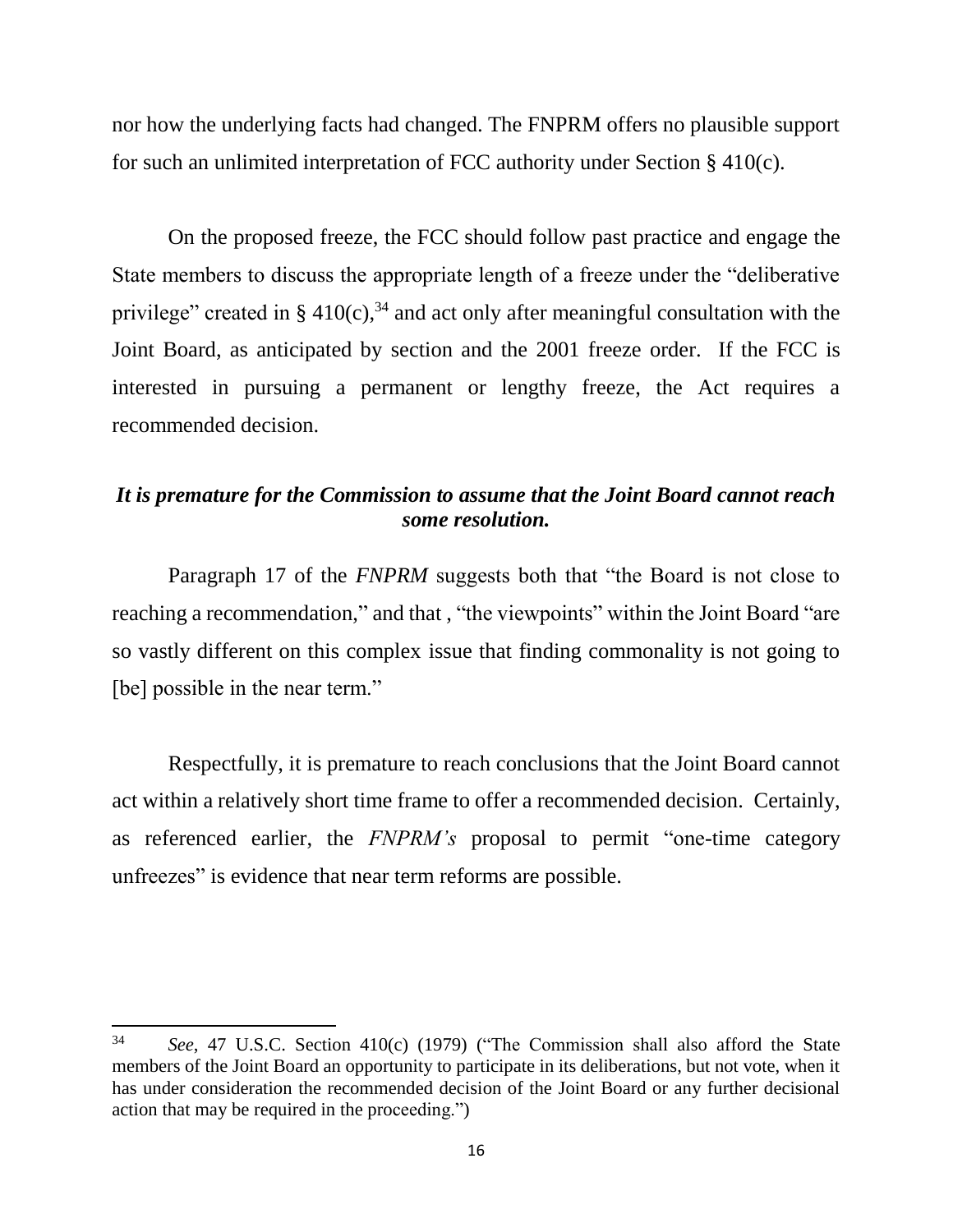nor how the underlying facts had changed. The FNPRM offers no plausible support for such an unlimited interpretation of FCC authority under Section § 410(c).

On the proposed freeze, the FCC should follow past practice and engage the State members to discuss the appropriate length of a freeze under the "deliberative privilege" created in § 410(c),[34] and act only after meaningful consultation with the Joint Board, as anticipated by section and the 2001 freeze order. If the FCC is interested in pursuing a permanent or lengthy freeze, the Act requires a recommended decision.

### *It is premature for the Commission to assume that the Joint Board cannot reach some resolution.*

Paragraph 17 of the *FNPRM* suggests both that "the Board is not close to reaching a recommendation," and that , "the viewpoints" within the Joint Board "are so vastly different on this complex issue that finding commonality is not going to [be] possible in the near term."

Respectfully, it is premature to reach conclusions that the Joint Board cannot act within a relatively short time frame to offer a recommended decision. Certainly, as referenced earlier, the *FNPRM's* proposal to permit "one-time category unfreezes" is evidence that near term reforms are possible.

---

[34] *See*, 47 U.S.C. Section 410(c) (1979) ("The Commission shall also afford the State members of the Joint Board an opportunity to participate in its deliberations, but not vote, when it has under consideration the recommended decision of the Joint Board or any further decisional action that may be required in the proceeding.")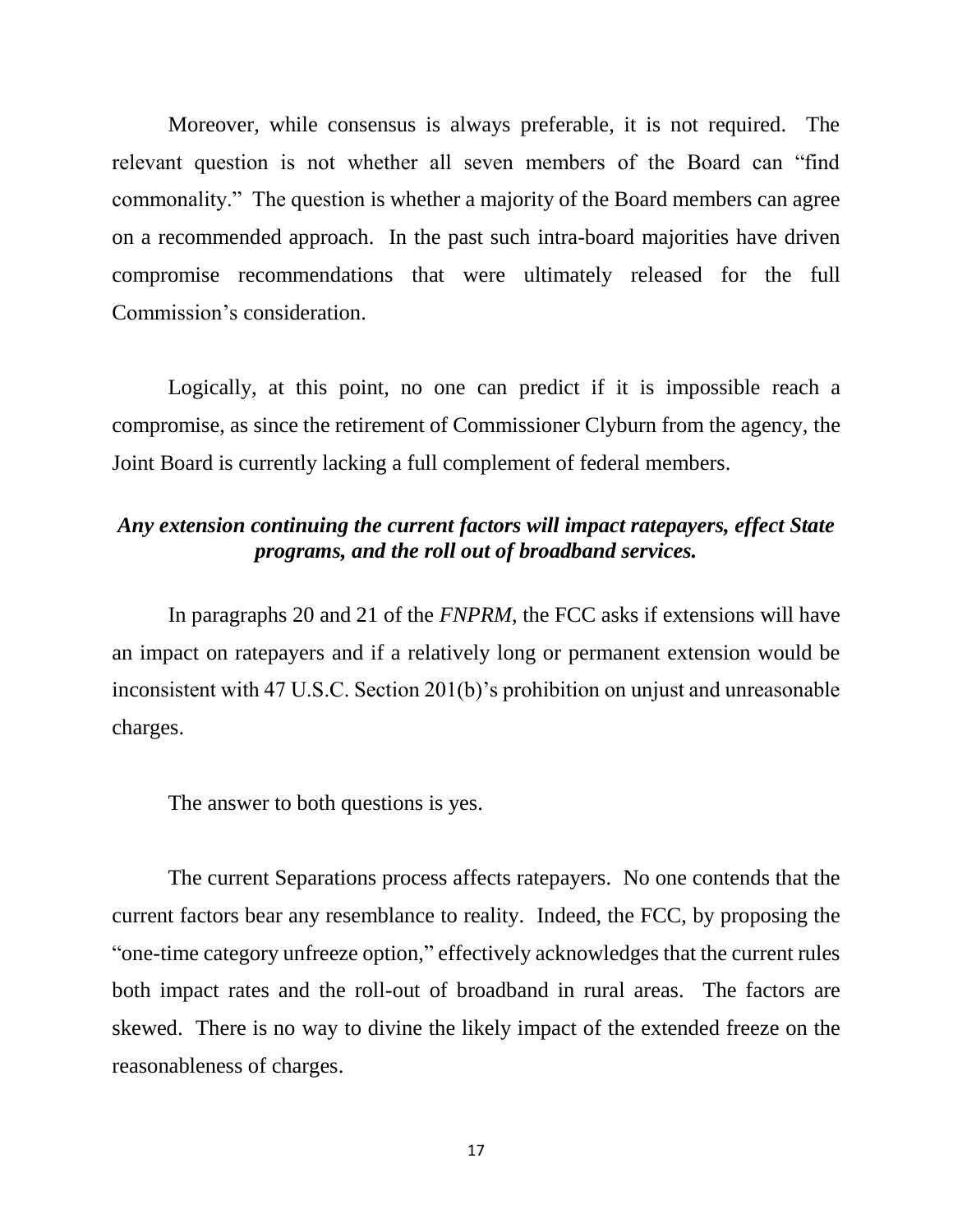Moreover, while consensus is always preferable, it is not required. The relevant question is not whether all seven members of the Board can "find commonality." The question is whether a majority of the Board members can agree on a recommended approach. In the past such intra-board majorities have driven compromise recommendations that were ultimately released for the full Commission's consideration.

Logically, at this point, no one can predict if it is impossible reach a compromise, as since the retirement of Commissioner Clyburn from the agency, the Joint Board is currently lacking a full complement of federal members.

### *Any extension continuing the current factors will impact ratepayers, effect State programs, and the roll out of broadband services.*

In paragraphs 20 and 21 of the *FNPRM*, the FCC asks if extensions will have an impact on ratepayers and if a relatively long or permanent extension would be inconsistent with 47 U.S.C. Section 201(b)'s prohibition on unjust and unreasonable charges.

The answer to both questions is yes.

The current Separations process affects ratepayers. No one contends that the current factors bear any resemblance to reality. Indeed, the FCC, by proposing the "one-time category unfreeze option," effectively acknowledges that the current rules both impact rates and the roll-out of broadband in rural areas. The factors are skewed. There is no way to divine the likely impact of the extended freeze on the reasonableness of charges.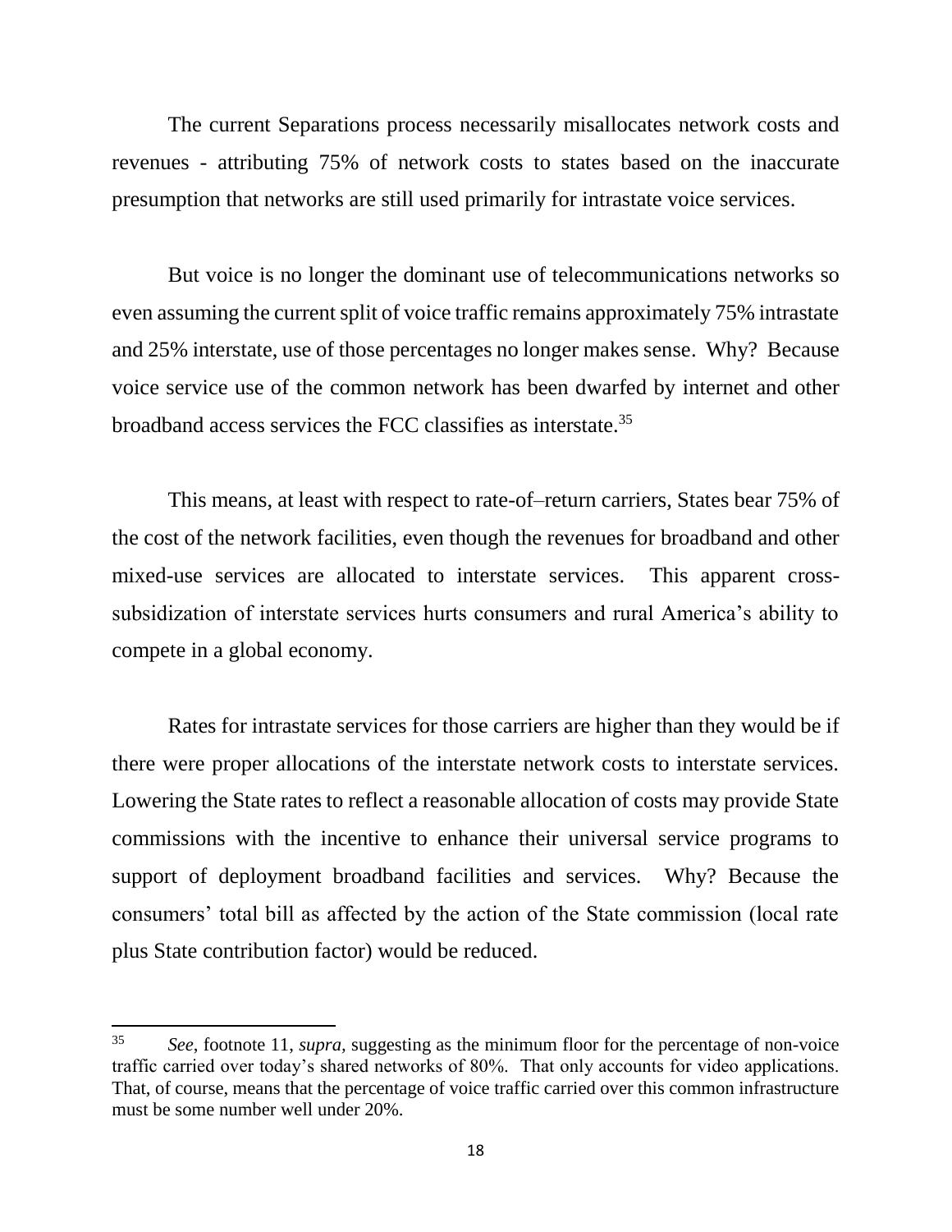The current Separations process necessarily misallocates network costs and revenues - attributing 75% of network costs to states based on the inaccurate presumption that networks are still used primarily for intrastate voice services.

But voice is no longer the dominant use of telecommunications networks so even assuming the current split of voice traffic remains approximately 75% intrastate and 25% interstate, use of those percentages no longer makes sense. Why? Because voice service use of the common network has been dwarfed by internet and other broadband access services the FCC classifies as interstate.[35]

This means, at least with respect to rate-of–return carriers, States bear 75% of the cost of the network facilities, even though the revenues for broadband and other mixed-use services are allocated to interstate services. This apparent cross-subsidization of interstate services hurts consumers and rural America's ability to compete in a global economy.

Rates for intrastate services for those carriers are higher than they would be if there were proper allocations of the interstate network costs to interstate services. Lowering the State rates to reflect a reasonable allocation of costs may provide State commissions with the incentive to enhance their universal service programs to support of deployment broadband facilities and services. Why? Because the consumers' total bill as affected by the action of the State commission (local rate plus State contribution factor) would be reduced.

---

[35] *See*, footnote 11, *supra*, suggesting as the minimum floor for the percentage of non-voice traffic carried over today's shared networks of 80%. That only accounts for video applications. That, of course, means that the percentage of voice traffic carried over this common infrastructure must be some number well under 20%.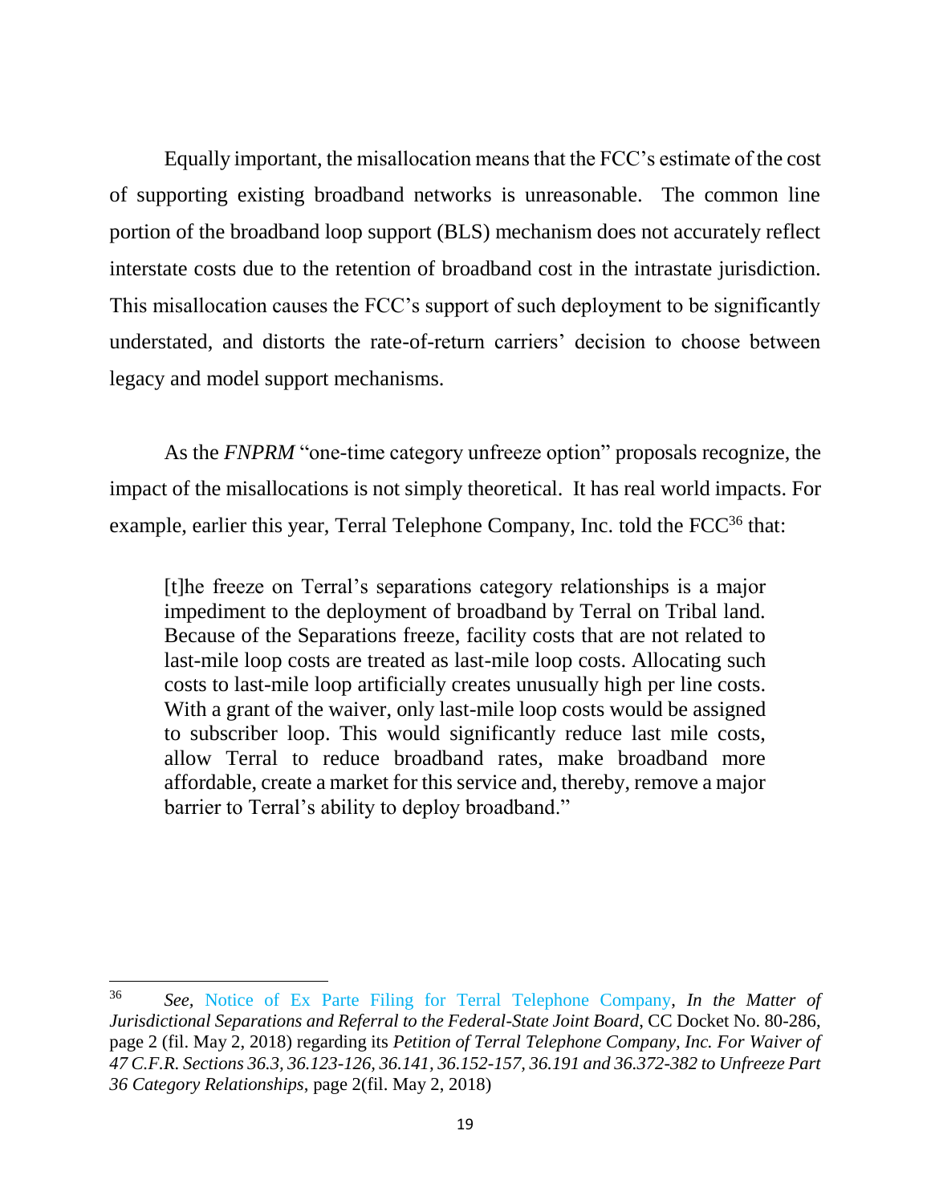Equally important, the misallocation means that the FCC's estimate of the cost of supporting existing broadband networks is unreasonable. The common line portion of the broadband loop support (BLS) mechanism does not accurately reflect interstate costs due to the retention of broadband cost in the intrastate jurisdiction. This misallocation causes the FCC's support of such deployment to be significantly understated, and distorts the rate-of-return carriers' decision to choose between legacy and model support mechanisms.

As the *FNPRM* "one-time category unfreeze option" proposals recognize, the impact of the misallocations is not simply theoretical. It has real world impacts. For example, earlier this year, Terral Telephone Company, Inc. told the FCC[36] that:

> [t]he freeze on Terral's separations category relationships is a major impediment to the deployment of broadband by Terral on Tribal land. Because of the Separations freeze, facility costs that are not related to last-mile loop costs are treated as last-mile loop costs. Allocating such costs to last-mile loop artificially creates unusually high per line costs. With a grant of the waiver, only last-mile loop costs would be assigned to subscriber loop. This would significantly reduce last mile costs, allow Terral to reduce broadband rates, make broadband more affordable, create a market for this service and, thereby, remove a major barrier to Terral's ability to deploy broadband."

---

[36] *See*, Notice of Ex Parte Filing for Terral Telephone Company, *In the Matter of Jurisdictional Separations and Referral to the Federal-State Joint Board*, CC Docket No. 80-286, page 2 (fil. May 2, 2018) regarding its *Petition of Terral Telephone Company, Inc. For Waiver of 47 C.F.R. Sections 36.3, 36.123-126, 36.141, 36.152-157, 36.191 and 36.372-382 to Unfreeze Part 36 Category Relationships*, page 2(fil. May 2, 2018)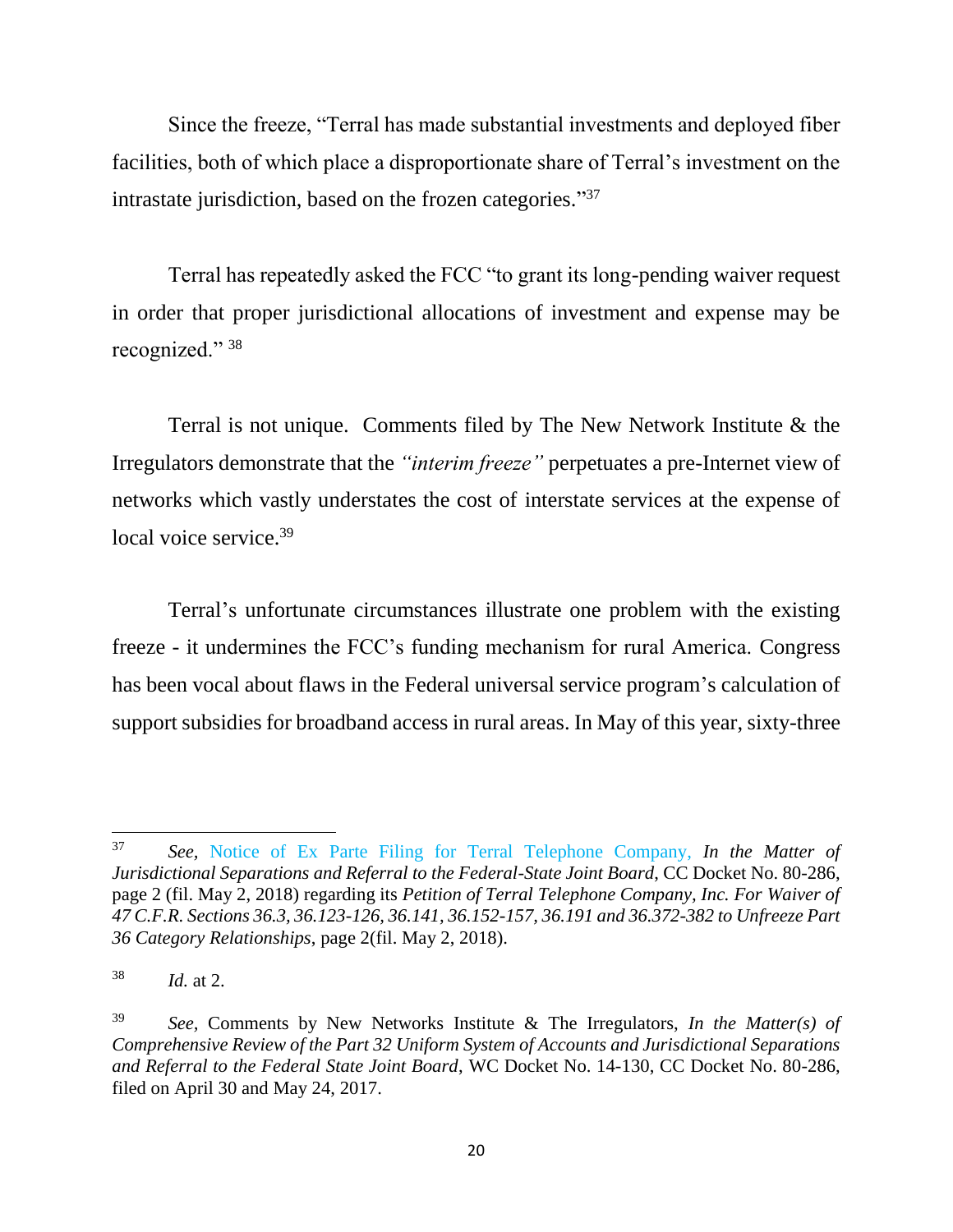Since the freeze, "Terral has made substantial investments and deployed fiber facilities, both of which place a disproportionate share of Terral's investment on the intrastate jurisdiction, based on the frozen categories."[37]

Terral has repeatedly asked the FCC "to grant its long-pending waiver request in order that proper jurisdictional allocations of investment and expense may be recognized." [38]

Terral is not unique. Comments filed by The New Network Institute & the Irregulators demonstrate that the *"interim freeze"* perpetuates a pre-Internet view of networks which vastly understates the cost of interstate services at the expense of local voice service.[39]

Terral's unfortunate circumstances illustrate one problem with the existing freeze - it undermines the FCC's funding mechanism for rural America. Congress has been vocal about flaws in the Federal universal service program's calculation of support subsidies for broadband access in rural areas. In May of this year, sixty-three

---

[37] *See,* Notice of Ex Parte Filing for Terral Telephone Company, *In the Matter of Jurisdictional Separations and Referral to the Federal-State Joint Board*, CC Docket No. 80-286, page 2 (fil. May 2, 2018) regarding its *Petition of Terral Telephone Company, Inc. For Waiver of 47 C.F.R. Sections 36.3, 36.123-126, 36.141, 36.152-157, 36.191 and 36.372-382 to Unfreeze Part 36 Category Relationships*, page 2(fil. May 2, 2018).

[38] *Id.* at 2.

[39] *See,* Comments by New Networks Institute & The Irregulators, *In the Matter(s) of Comprehensive Review of the Part 32 Uniform System of Accounts and Jurisdictional Separations and Referral to the Federal State Joint Board*, WC Docket No. 14-130, CC Docket No. 80-286, filed on April 30 and May 24, 2017.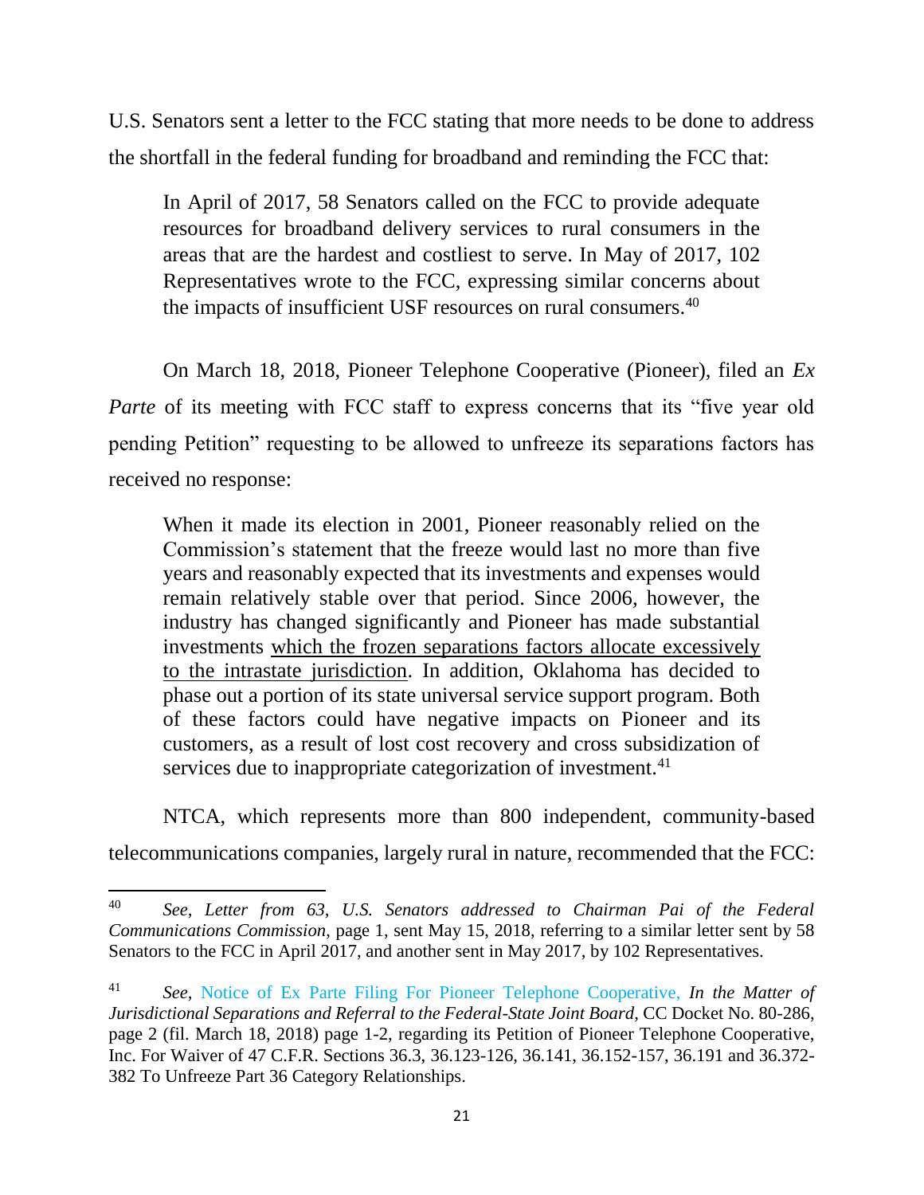U.S. Senators sent a letter to the FCC stating that more needs to be done to address the shortfall in the federal funding for broadband and reminding the FCC that:

> In April of 2017, 58 Senators called on the FCC to provide adequate resources for broadband delivery services to rural consumers in the areas that are the hardest and costliest to serve. In May of 2017, 102 Representatives wrote to the FCC, expressing similar concerns about the impacts of insufficient USF resources on rural consumers.[40]

On March 18, 2018, Pioneer Telephone Cooperative (Pioneer), filed an *Ex Parte* of its meeting with FCC staff to express concerns that its "five year old pending Petition" requesting to be allowed to unfreeze its separations factors has received no response:

> When it made its election in 2001, Pioneer reasonably relied on the Commission's statement that the freeze would last no more than five years and reasonably expected that its investments and expenses would remain relatively stable over that period. Since 2006, however, the industry has changed significantly and Pioneer has made substantial investments <u>which the frozen separations factors allocate excessively to the intrastate jurisdiction</u>. In addition, Oklahoma has decided to phase out a portion of its state universal service support program. Both of these factors could have negative impacts on Pioneer and its customers, as a result of lost cost recovery and cross subsidization of services due to inappropriate categorization of investment.[41]

NTCA, which represents more than 800 independent, community-based telecommunications companies, largely rural in nature, recommended that the FCC:

---

[40] *See, Letter from 63, U.S. Senators addressed to Chairman Pai of the Federal Communications Commission*, page 1, sent May 15, 2018, referring to a similar letter sent by 58 Senators to the FCC in April 2017, and another sent in May 2017, by 102 Representatives.

[41] *See,* Notice of Ex Parte Filing For Pioneer Telephone Cooperative, *In the Matter of Jurisdictional Separations and Referral to the Federal-State Joint Board*, CC Docket No. 80-286, page 2 (fil. March 18, 2018) page 1-2, regarding its Petition of Pioneer Telephone Cooperative, Inc. For Waiver of 47 C.F.R. Sections 36.3, 36.123-126, 36.141, 36.152-157, 36.191 and 36.372-382 To Unfreeze Part 36 Category Relationships.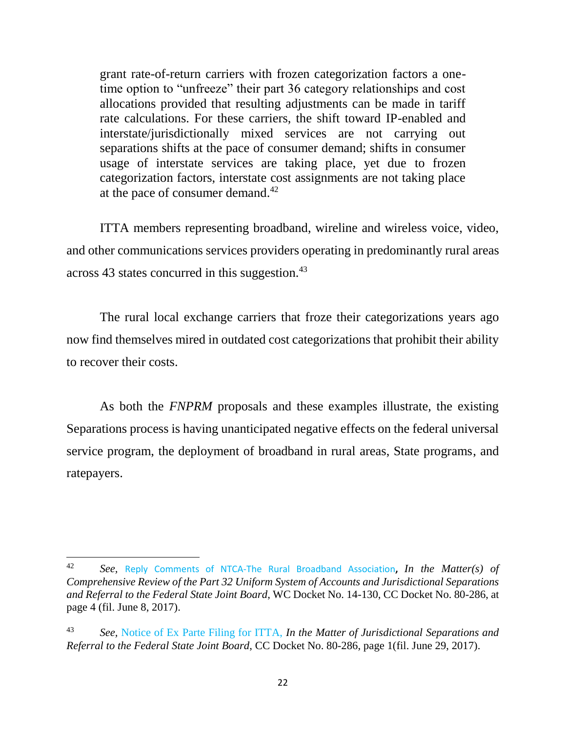> grant rate-of-return carriers with frozen categorization factors a one-time option to "unfreeze" their part 36 category relationships and cost allocations provided that resulting adjustments can be made in tariff rate calculations. For these carriers, the shift toward IP-enabled and interstate/jurisdictionally mixed services are not carrying out separations shifts at the pace of consumer demand; shifts in consumer usage of interstate services are taking place, yet due to frozen categorization factors, interstate cost assignments are not taking place at the pace of consumer demand.[42]

ITTA members representing broadband, wireline and wireless voice, video, and other communications services providers operating in predominantly rural areas across 43 states concurred in this suggestion.[43]

The rural local exchange carriers that froze their categorizations years ago now find themselves mired in outdated cost categorizations that prohibit their ability to recover their costs.

As both the *FNPRM* proposals and these examples illustrate, the existing Separations process is having unanticipated negative effects on the federal universal service program, the deployment of broadband in rural areas, State programs, and ratepayers.

---

[42] *See*, Reply Comments of NTCA-The Rural Broadband Association, *In the Matter(s) of Comprehensive Review of the Part 32 Uniform System of Accounts and Jurisdictional Separations and Referral to the Federal State Joint Board*, WC Docket No. 14-130, CC Docket No. 80-286, at page 4 (fil. June 8, 2017).

[43] *See*, Notice of Ex Parte Filing for ITTA, *In the Matter of Jurisdictional Separations and Referral to the Federal State Joint Board*, CC Docket No. 80-286, page 1(fil. June 29, 2017).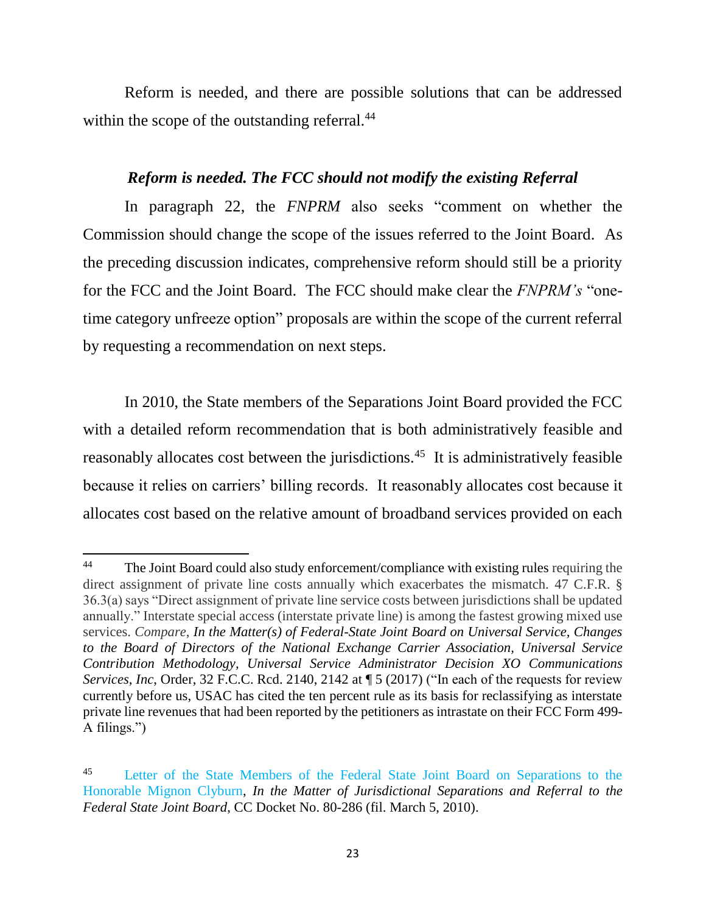Reform is needed, and there are possible solutions that can be addressed within the scope of the outstanding referral.[44]

### *Reform is needed. The FCC should not modify the existing Referral*

In paragraph 22, the *FNPRM* also seeks "comment on whether the Commission should change the scope of the issues referred to the Joint Board. As the preceding discussion indicates, comprehensive reform should still be a priority for the FCC and the Joint Board. The FCC should make clear the *FNPRM's* "one-time category unfreeze option" proposals are within the scope of the current referral by requesting a recommendation on next steps.

In 2010, the State members of the Separations Joint Board provided the FCC with a detailed reform recommendation that is both administratively feasible and reasonably allocates cost between the jurisdictions.[45] It is administratively feasible because it relies on carriers' billing records. It reasonably allocates cost because it allocates cost based on the relative amount of broadband services provided on each

---

[44] The Joint Board could also study enforcement/compliance with existing rules requiring the direct assignment of private line costs annually which exacerbates the mismatch. 47 C.F.R. § 36.3(a) says "Direct assignment of private line service costs between jurisdictions shall be updated annually." Interstate special access (interstate private line) is among the fastest growing mixed use services. *Compare, In the Matter(s) of Federal-State Joint Board on Universal Service, Changes to the Board of Directors of the National Exchange Carrier Association, Universal Service Contribution Methodology, Universal Service Administrator Decision XO Communications Services, Inc*, Order, 32 F.C.C. Rcd. 2140, 2142 at ¶ 5 (2017) ("In each of the requests for review currently before us, USAC has cited the ten percent rule as its basis for reclassifying as interstate private line revenues that had been reported by the petitioners as intrastate on their FCC Form 499-A filings.")

[45] Letter of the State Members of the Federal State Joint Board on Separations to the Honorable Mignon Clyburn, *In the Matter of Jurisdictional Separations and Referral to the Federal State Joint Board*, CC Docket No. 80-286 (fil. March 5, 2010).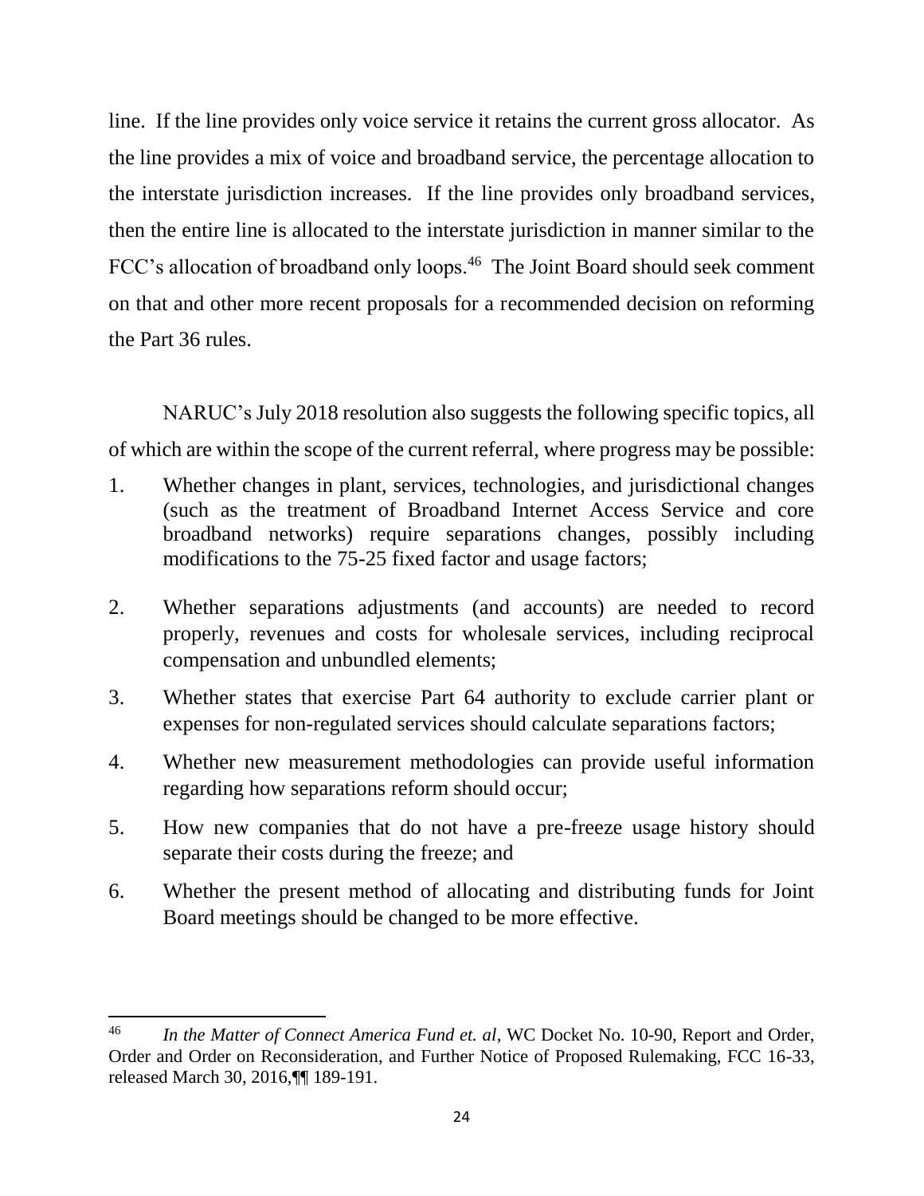line. If the line provides only voice service it retains the current gross allocator. As the line provides a mix of voice and broadband service, the percentage allocation to the interstate jurisdiction increases. If the line provides only broadband services, then the entire line is allocated to the interstate jurisdiction in manner similar to the FCC's allocation of broadband only loops.[46] The Joint Board should seek comment on that and other more recent proposals for a recommended decision on reforming the Part 36 rules.

NARUC's July 2018 resolution also suggests the following specific topics, all of which are within the scope of the current referral, where progress may be possible:

1. Whether changes in plant, services, technologies, and jurisdictional changes (such as the treatment of Broadband Internet Access Service and core broadband networks) require separations changes, possibly including modifications to the 75-25 fixed factor and usage factors;
2. Whether separations adjustments (and accounts) are needed to record properly, revenues and costs for wholesale services, including reciprocal compensation and unbundled elements;
3. Whether states that exercise Part 64 authority to exclude carrier plant or expenses for non-regulated services should calculate separations factors;
4. Whether new measurement methodologies can provide useful information regarding how separations reform should occur;
5. How new companies that do not have a pre-freeze usage history should separate their costs during the freeze; and
6. Whether the present method of allocating and distributing funds for Joint Board meetings should be changed to be more effective.

---

[46] *In the Matter of Connect America Fund et. al*, WC Docket No. 10-90, Report and Order, Order and Order on Reconsideration, and Further Notice of Proposed Rulemaking, FCC 16-33, released March 30, 2016,¶¶ 189-191.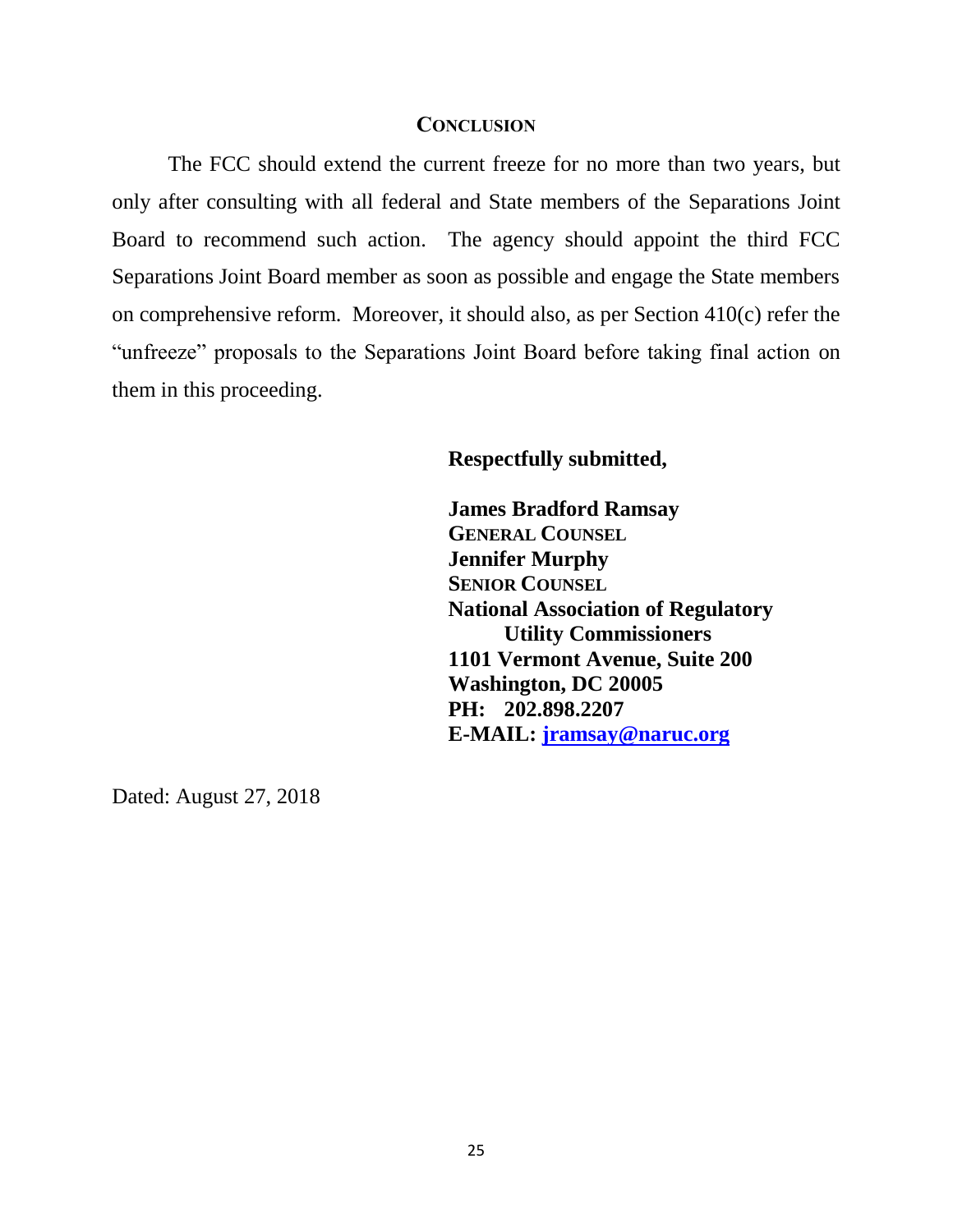## CONCLUSION

The FCC should extend the current freeze for no more than two years, but only after consulting with all federal and State members of the Separations Joint Board to recommend such action. The agency should appoint the third FCC Separations Joint Board member as soon as possible and engage the State members on comprehensive reform. Moreover, it should also, as per Section 410(c) refer the "unfreeze" proposals to the Separations Joint Board before taking final action on them in this proceeding.

**Respectfully submitted,**

**James Bradford Ramsay**
**GENERAL COUNSEL**
**Jennifer Murphy**
**SENIOR COUNSEL**
**National Association of Regulatory Utility Commissioners**
**1101 Vermont Avenue, Suite 200**
**Washington, DC 20005**
**PH: 202.898.2207**
**E-MAIL: jramsay@naruc.org**

Dated: August 27, 2018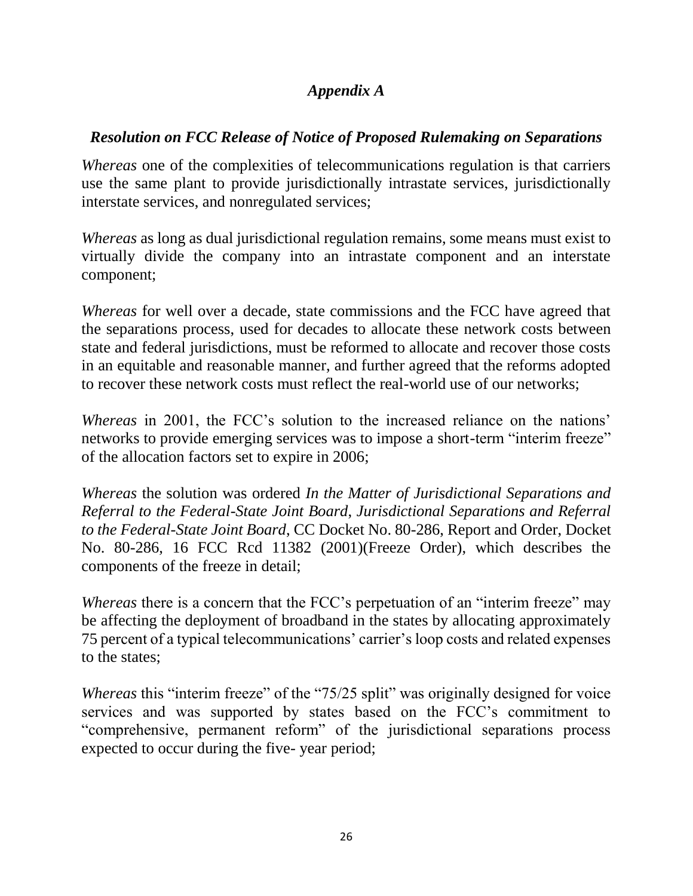## *Appendix A*

### *Resolution on FCC Release of Notice of Proposed Rulemaking on Separations*

*Whereas* one of the complexities of telecommunications regulation is that carriers use the same plant to provide jurisdictionally intrastate services, jurisdictionally interstate services, and nonregulated services;

*Whereas* as long as dual jurisdictional regulation remains, some means must exist to virtually divide the company into an intrastate component and an interstate component;

*Whereas* for well over a decade, state commissions and the FCC have agreed that the separations process, used for decades to allocate these network costs between state and federal jurisdictions, must be reformed to allocate and recover those costs in an equitable and reasonable manner, and further agreed that the reforms adopted to recover these network costs must reflect the real-world use of our networks;

*Whereas* in 2001, the FCC's solution to the increased reliance on the nations' networks to provide emerging services was to impose a short-term "interim freeze" of the allocation factors set to expire in 2006;

*Whereas* the solution was ordered *In the Matter of Jurisdictional Separations and Referral to the Federal-State Joint Board, Jurisdictional Separations and Referral to the Federal-State Joint Board*, CC Docket No. 80-286, Report and Order, Docket No. 80-286, 16 FCC Rcd 11382 (2001)(Freeze Order), which describes the components of the freeze in detail;

*Whereas* there is a concern that the FCC's perpetuation of an "interim freeze" may be affecting the deployment of broadband in the states by allocating approximately 75 percent of a typical telecommunications' carrier's loop costs and related expenses to the states;

*Whereas* this "interim freeze" of the "75/25 split" was originally designed for voice services and was supported by states based on the FCC's commitment to "comprehensive, permanent reform" of the jurisdictional separations process expected to occur during the five- year period;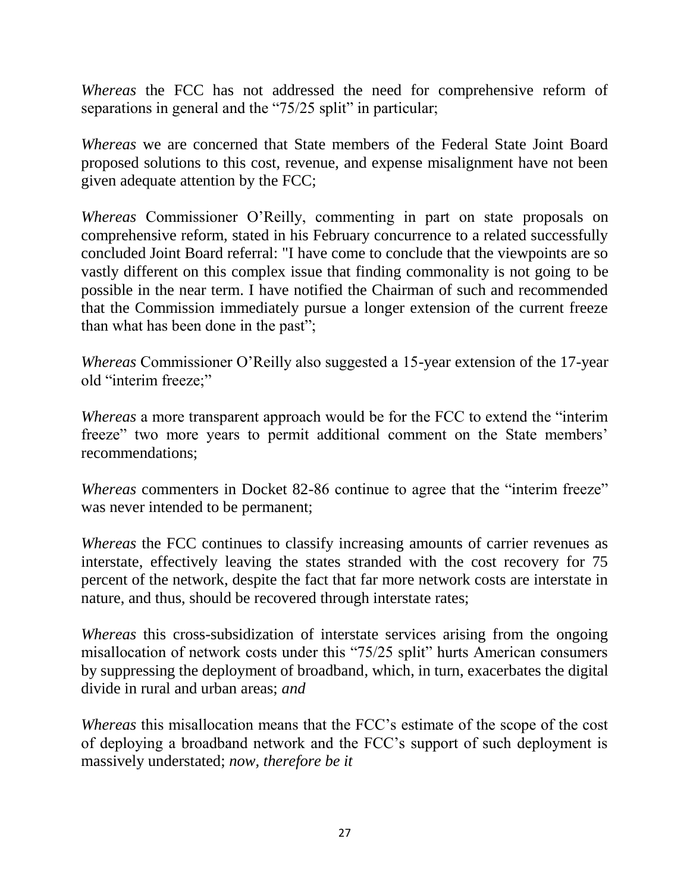*Whereas* the FCC has not addressed the need for comprehensive reform of separations in general and the "75/25 split" in particular;

*Whereas* we are concerned that State members of the Federal State Joint Board proposed solutions to this cost, revenue, and expense misalignment have not been given adequate attention by the FCC;

*Whereas* Commissioner O'Reilly, commenting in part on state proposals on comprehensive reform, stated in his February concurrence to a related successfully concluded Joint Board referral: "I have come to conclude that the viewpoints are so vastly different on this complex issue that finding commonality is not going to be possible in the near term. I have notified the Chairman of such and recommended that the Commission immediately pursue a longer extension of the current freeze than what has been done in the past";

*Whereas* Commissioner O'Reilly also suggested a 15-year extension of the 17-year old "interim freeze;"

*Whereas* a more transparent approach would be for the FCC to extend the "interim freeze" two more years to permit additional comment on the State members' recommendations;

*Whereas* commenters in Docket 82-86 continue to agree that the "interim freeze" was never intended to be permanent;

*Whereas* the FCC continues to classify increasing amounts of carrier revenues as interstate, effectively leaving the states stranded with the cost recovery for 75 percent of the network, despite the fact that far more network costs are interstate in nature, and thus, should be recovered through interstate rates;

*Whereas* this cross-subsidization of interstate services arising from the ongoing misallocation of network costs under this "75/25 split" hurts American consumers by suppressing the deployment of broadband, which, in turn, exacerbates the digital divide in rural and urban areas; *and*

*Whereas* this misallocation means that the FCC's estimate of the scope of the cost of deploying a broadband network and the FCC's support of such deployment is massively understated; *now, therefore be it*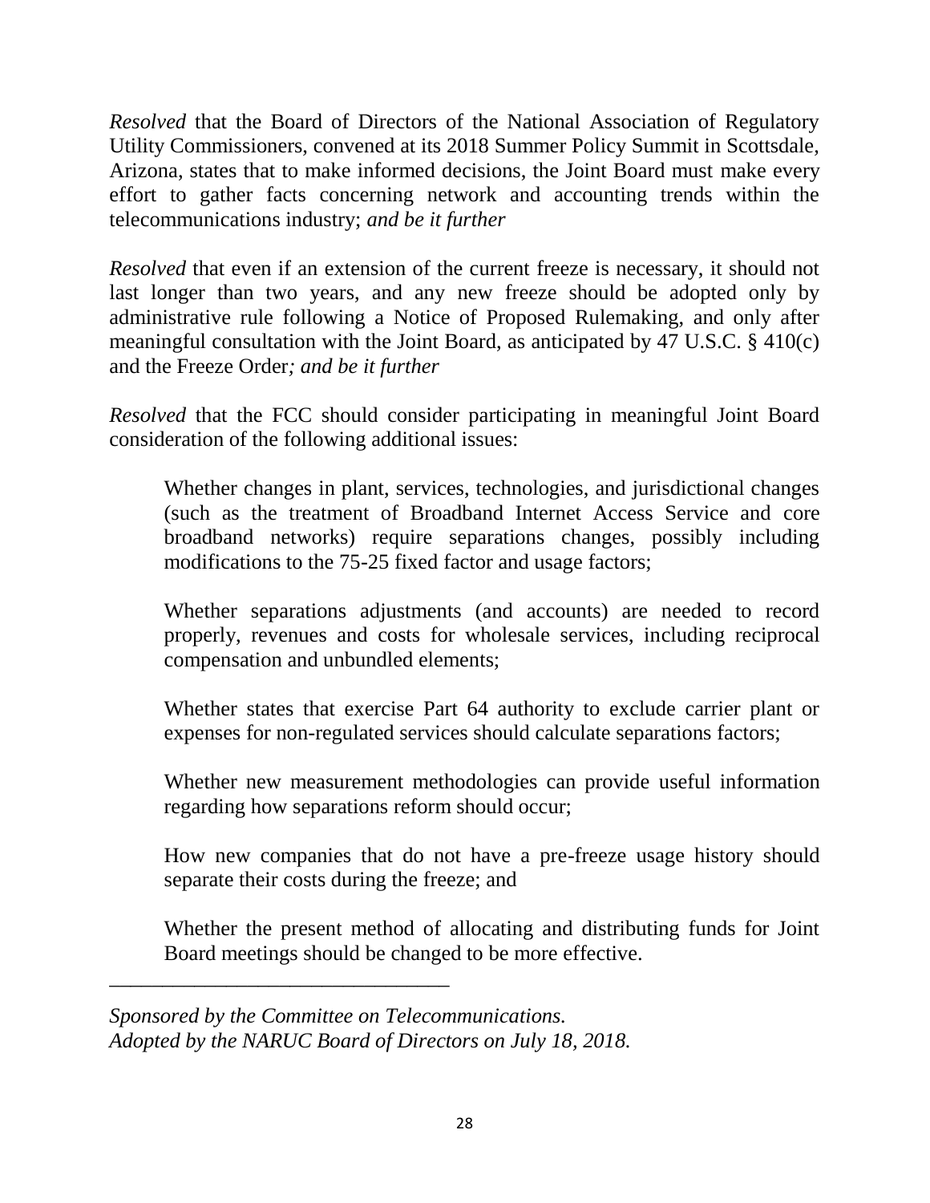*Resolved* that the Board of Directors of the National Association of Regulatory Utility Commissioners, convened at its 2018 Summer Policy Summit in Scottsdale, Arizona, states that to make informed decisions, the Joint Board must make every effort to gather facts concerning network and accounting trends within the telecommunications industry; *and be it further*

*Resolved* that even if an extension of the current freeze is necessary, it should not last longer than two years, and any new freeze should be adopted only by administrative rule following a Notice of Proposed Rulemaking, and only after meaningful consultation with the Joint Board, as anticipated by 47 U.S.C. § 410(c) and the Freeze Order*; and be it further*

*Resolved* that the FCC should consider participating in meaningful Joint Board consideration of the following additional issues:

> Whether changes in plant, services, technologies, and jurisdictional changes (such as the treatment of Broadband Internet Access Service and core broadband networks) require separations changes, possibly including modifications to the 75-25 fixed factor and usage factors;
>
> Whether separations adjustments (and accounts) are needed to record properly, revenues and costs for wholesale services, including reciprocal compensation and unbundled elements;
>
> Whether states that exercise Part 64 authority to exclude carrier plant or expenses for non-regulated services should calculate separations factors;
>
> Whether new measurement methodologies can provide useful information regarding how separations reform should occur;
>
> How new companies that do not have a pre-freeze usage history should separate their costs during the freeze; and
>
> Whether the present method of allocating and distributing funds for Joint Board meetings should be changed to be more effective.

---

*Sponsored by the Committee on Telecommunications.*
*Adopted by the NARUC Board of Directors on July 18, 2018.*